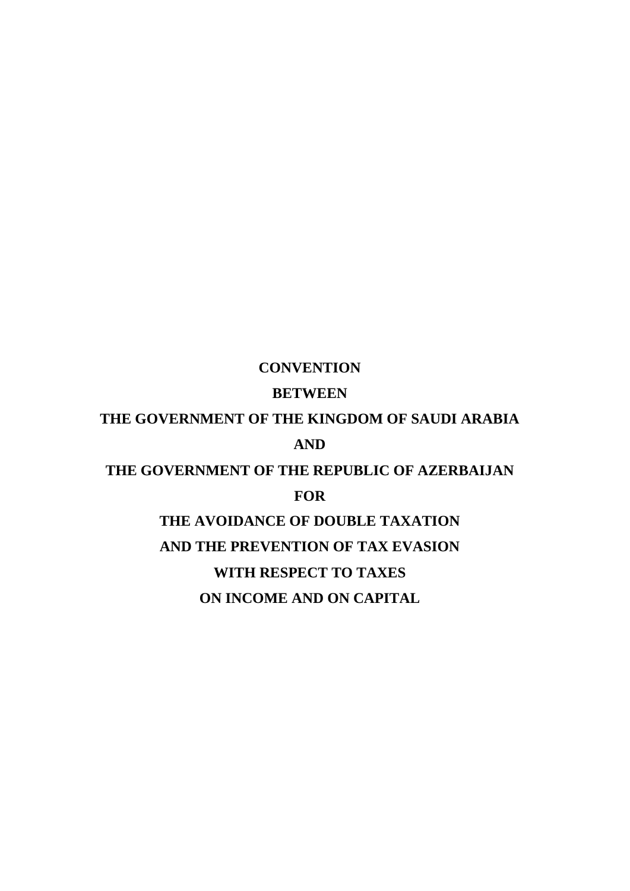# CONVENTION

# BETWEEN

# THE GOVERNMENT OF THE KINGDOM OF SAUDI ARABIA

# AND

# THE GOVERNMENT OF THE REPUBLIC OF AZERBAIJAN

# FOR

# THE AVOIDANCE OF DOUBLE TAXATION

# AND THE PREVENTION OF TAX EVASION

# WITH RESPECT TO TAXES

# ON INCOME AND ON CAPITAL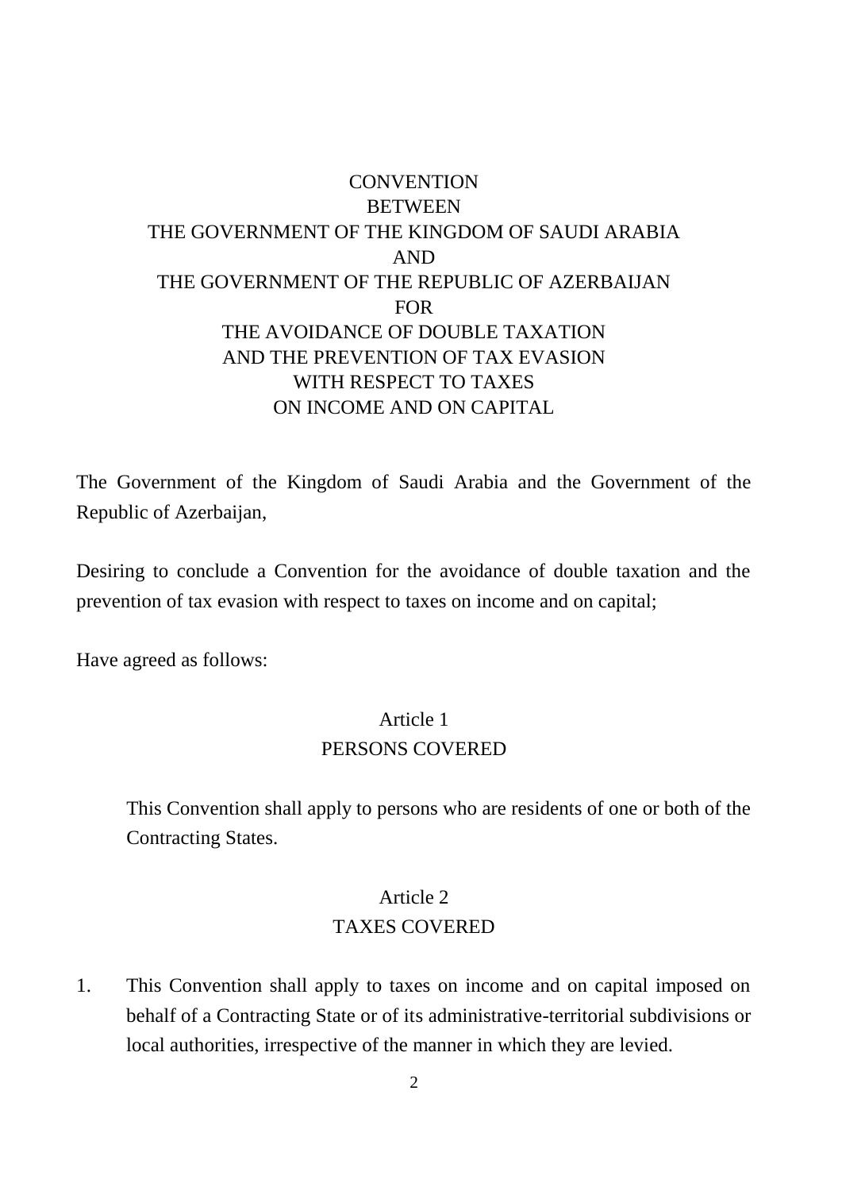# CONVENTION BETWEEN THE GOVERNMENT OF THE KINGDOM OF SAUDI ARABIA AND THE GOVERNMENT OF THE REPUBLIC OF AZERBAIJAN FOR THE AVOIDANCE OF DOUBLE TAXATION AND THE PREVENTION OF TAX EVASION WITH RESPECT TO TAXES ON INCOME AND ON CAPITAL

The Government of the Kingdom of Saudi Arabia and the Government of the Republic of Azerbaijan,

Desiring to conclude a Convention for the avoidance of double taxation and the prevention of tax evasion with respect to taxes on income and on capital;

Have agreed as follows:

## Article 1
## PERSONS COVERED

This Convention shall apply to persons who are residents of one or both of the Contracting States.

## Article 2
## TAXES COVERED

1. This Convention shall apply to taxes on income and on capital imposed on behalf of a Contracting State or of its administrative-territorial subdivisions or local authorities, irrespective of the manner in which they are levied.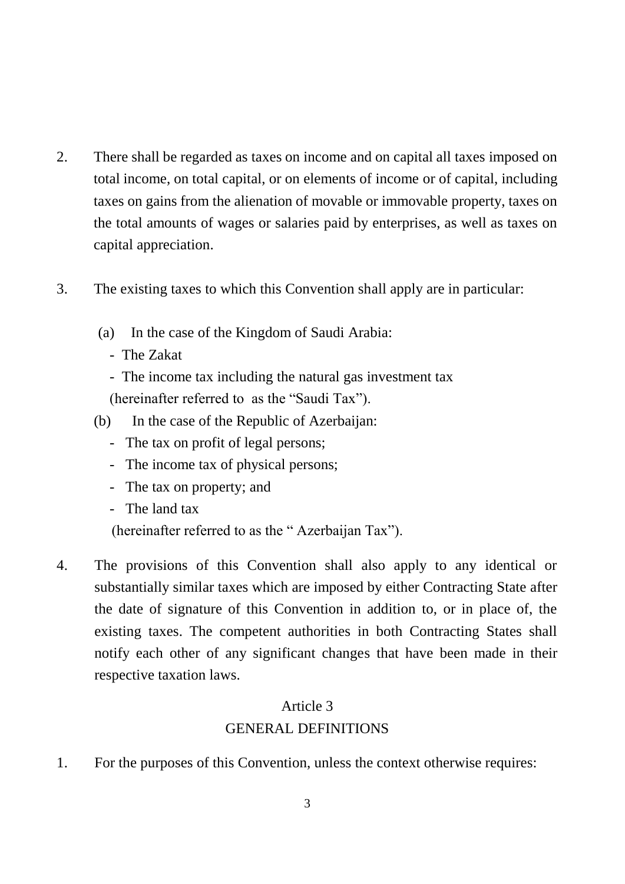2. There shall be regarded as taxes on income and on capital all taxes imposed on total income, on total capital, or on elements of income or of capital, including taxes on gains from the alienation of movable or immovable property, taxes on the total amounts of wages or salaries paid by enterprises, as well as taxes on capital appreciation.

3. The existing taxes to which this Convention shall apply are in particular:

   (a) In the case of the Kingdom of Saudi Arabia:
   - The Zakat
   - The income tax including the natural gas investment tax

   (hereinafter referred to as the "Saudi Tax").

   (b) In the case of the Republic of Azerbaijan:
   - The tax on profit of legal persons;
   - The income tax of physical persons;
   - The tax on property; and
   - The land tax

   (hereinafter referred to as the " Azerbaijan Tax").

4. The provisions of this Convention shall also apply to any identical or substantially similar taxes which are imposed by either Contracting State after the date of signature of this Convention in addition to, or in place of, the existing taxes. The competent authorities in both Contracting States shall notify each other of any significant changes that have been made in their respective taxation laws.

## Article 3
## GENERAL DEFINITIONS

1. For the purposes of this Convention, unless the context otherwise requires: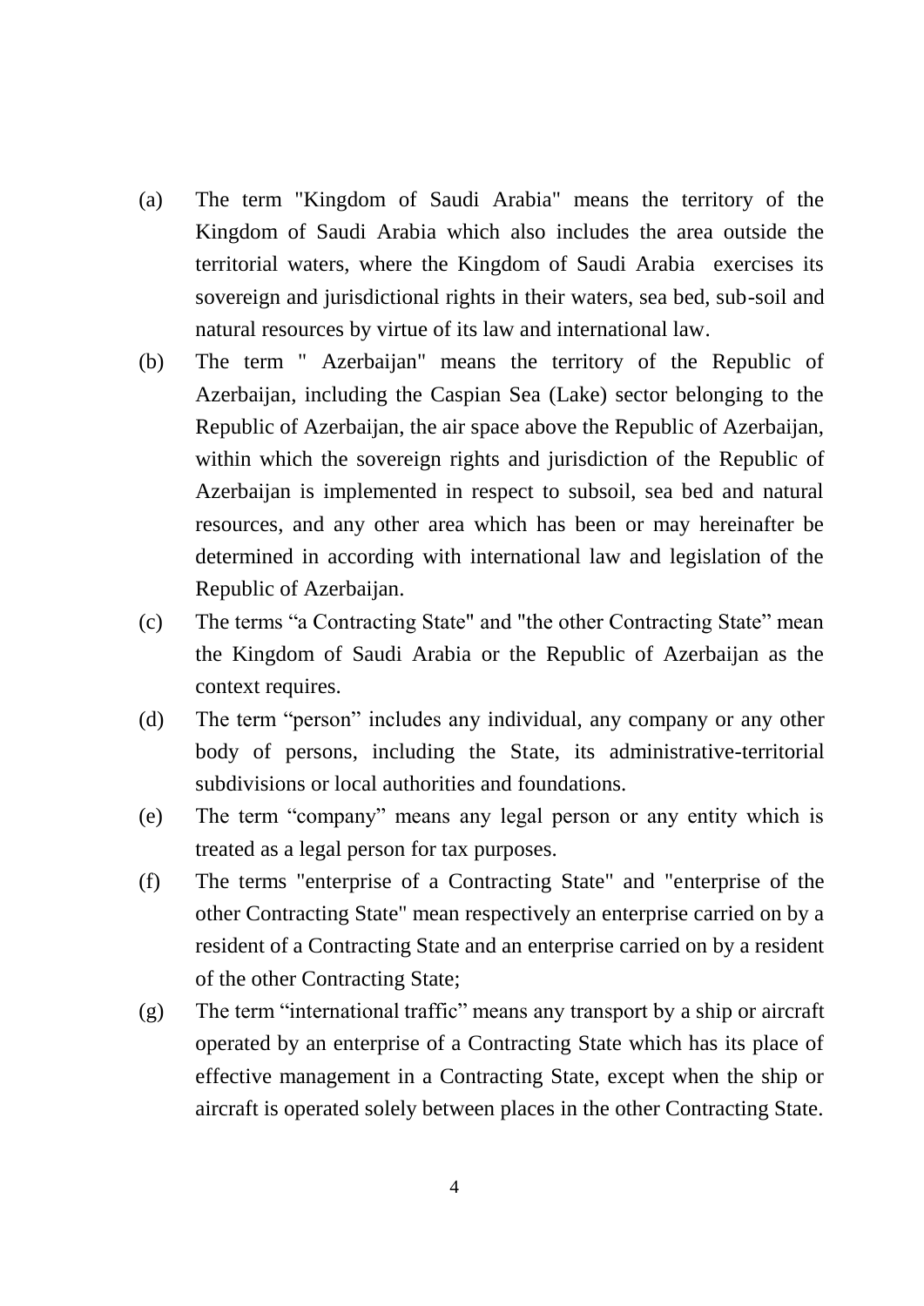(a) The term "Kingdom of Saudi Arabia" means the territory of the Kingdom of Saudi Arabia which also includes the area outside the territorial waters, where the Kingdom of Saudi Arabia exercises its sovereign and jurisdictional rights in their waters, sea bed, sub-soil and natural resources by virtue of its law and international law.

(b) The term " Azerbaijan" means the territory of the Republic of Azerbaijan, including the Caspian Sea (Lake) sector belonging to the Republic of Azerbaijan, the air space above the Republic of Azerbaijan, within which the sovereign rights and jurisdiction of the Republic of Azerbaijan is implemented in respect to subsoil, sea bed and natural resources, and any other area which has been or may hereinafter be determined in according with international law and legislation of the Republic of Azerbaijan.

(c) The terms "a Contracting State" and "the other Contracting State" mean the Kingdom of Saudi Arabia or the Republic of Azerbaijan as the context requires.

(d) The term "person" includes any individual, any company or any other body of persons, including the State, its administrative-territorial subdivisions or local authorities and foundations.

(e) The term "company" means any legal person or any entity which is treated as a legal person for tax purposes.

(f) The terms "enterprise of a Contracting State" and "enterprise of the other Contracting State" mean respectively an enterprise carried on by a resident of a Contracting State and an enterprise carried on by a resident of the other Contracting State;

(g) The term "international traffic" means any transport by a ship or aircraft operated by an enterprise of a Contracting State which has its place of effective management in a Contracting State, except when the ship or aircraft is operated solely between places in the other Contracting State.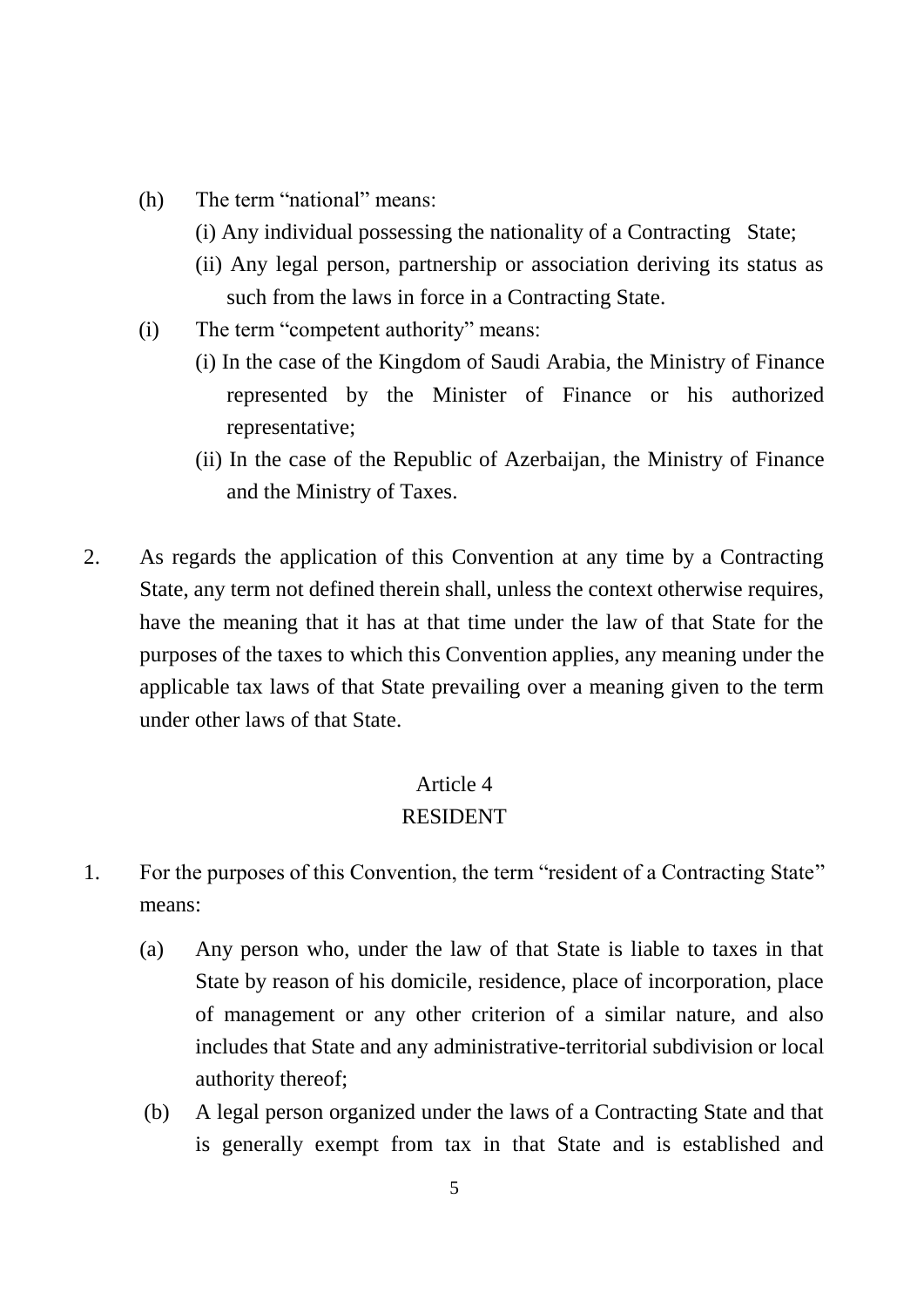(h) The term "national" means:

  (i) Any individual possessing the nationality of a Contracting State;

  (ii) Any legal person, partnership or association deriving its status as such from the laws in force in a Contracting State.

(i) The term "competent authority" means:

  (i) In the case of the Kingdom of Saudi Arabia, the Ministry of Finance represented by the Minister of Finance or his authorized representative;

  (ii) In the case of the Republic of Azerbaijan, the Ministry of Finance and the Ministry of Taxes.

2. As regards the application of this Convention at any time by a Contracting State, any term not defined therein shall, unless the context otherwise requires, have the meaning that it has at that time under the law of that State for the purposes of the taxes to which this Convention applies, any meaning under the applicable tax laws of that State prevailing over a meaning given to the term under other laws of that State.

## Article 4
## RESIDENT

1. For the purposes of this Convention, the term "resident of a Contracting State" means:

  (a) Any person who, under the law of that State is liable to taxes in that State by reason of his domicile, residence, place of incorporation, place of management or any other criterion of a similar nature, and also includes that State and any administrative-territorial subdivision or local authority thereof;

  (b) A legal person organized under the laws of a Contracting State and that is generally exempt from tax in that State and is established and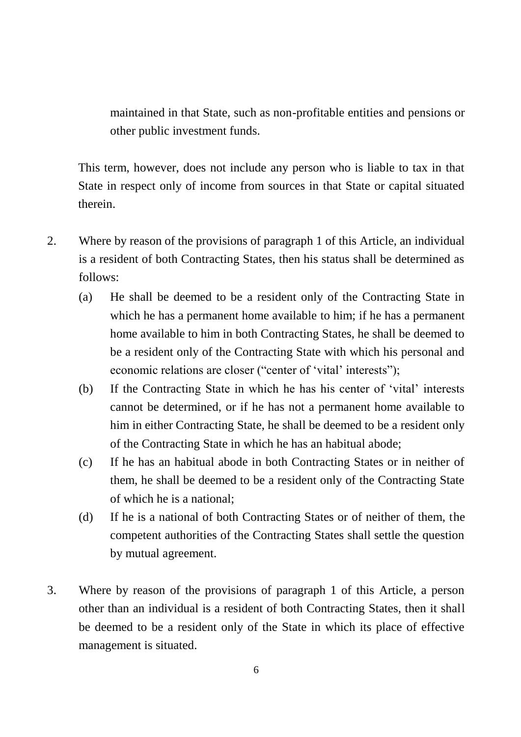maintained in that State, such as non-profitable entities and pensions or other public investment funds.

This term, however, does not include any person who is liable to tax in that State in respect only of income from sources in that State or capital situated therein.

2. Where by reason of the provisions of paragraph 1 of this Article, an individual is a resident of both Contracting States, then his status shall be determined as follows:
   (a) He shall be deemed to be a resident only of the Contracting State in which he has a permanent home available to him; if he has a permanent home available to him in both Contracting States, he shall be deemed to be a resident only of the Contracting State with which his personal and economic relations are closer ("center of 'vital' interests");
   (b) If the Contracting State in which he has his center of 'vital' interests cannot be determined, or if he has not a permanent home available to him in either Contracting State, he shall be deemed to be a resident only of the Contracting State in which he has an habitual abode;
   (c) If he has an habitual abode in both Contracting States or in neither of them, he shall be deemed to be a resident only of the Contracting State of which he is a national;
   (d) If he is a national of both Contracting States or of neither of them, the competent authorities of the Contracting States shall settle the question by mutual agreement.

3. Where by reason of the provisions of paragraph 1 of this Article, a person other than an individual is a resident of both Contracting States, then it shall be deemed to be a resident only of the State in which its place of effective management is situated.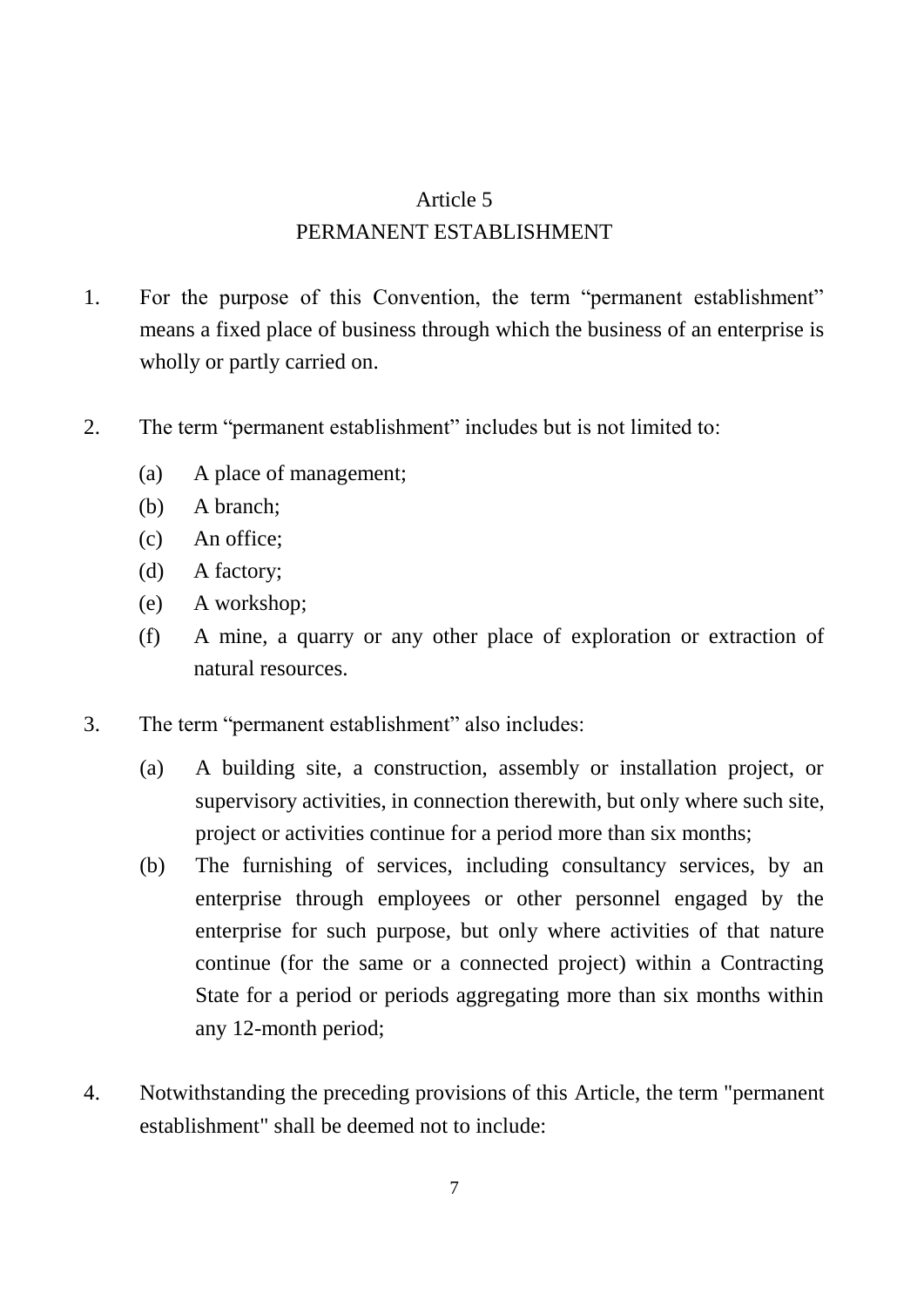## Article 5
## PERMANENT ESTABLISHMENT

1. For the purpose of this Convention, the term "permanent establishment" means a fixed place of business through which the business of an enterprise is wholly or partly carried on.

2. The term "permanent establishment" includes but is not limited to:

   (a) A place of management;

   (b) A branch;

   (c) An office;

   (d) A factory;

   (e) A workshop;

   (f) A mine, a quarry or any other place of exploration or extraction of natural resources.

3. The term "permanent establishment" also includes:

   (a) A building site, a construction, assembly or installation project, or supervisory activities, in connection therewith, but only where such site, project or activities continue for a period more than six months;

   (b) The furnishing of services, including consultancy services, by an enterprise through employees or other personnel engaged by the enterprise for such purpose, but only where activities of that nature continue (for the same or a connected project) within a Contracting State for a period or periods aggregating more than six months within any 12-month period;

4. Notwithstanding the preceding provisions of this Article, the term "permanent establishment" shall be deemed not to include: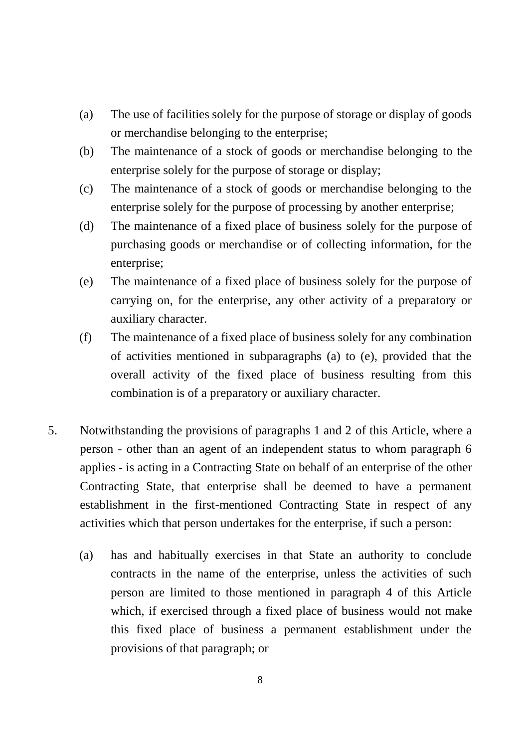(a) The use of facilities solely for the purpose of storage or display of goods or merchandise belonging to the enterprise;

(b) The maintenance of a stock of goods or merchandise belonging to the enterprise solely for the purpose of storage or display;

(c) The maintenance of a stock of goods or merchandise belonging to the enterprise solely for the purpose of processing by another enterprise;

(d) The maintenance of a fixed place of business solely for the purpose of purchasing goods or merchandise or of collecting information, for the enterprise;

(e) The maintenance of a fixed place of business solely for the purpose of carrying on, for the enterprise, any other activity of a preparatory or auxiliary character.

(f) The maintenance of a fixed place of business solely for any combination of activities mentioned in subparagraphs (a) to (e), provided that the overall activity of the fixed place of business resulting from this combination is of a preparatory or auxiliary character.

5. Notwithstanding the provisions of paragraphs 1 and 2 of this Article, where a person - other than an agent of an independent status to whom paragraph 6 applies - is acting in a Contracting State on behalf of an enterprise of the other Contracting State, that enterprise shall be deemed to have a permanent establishment in the first-mentioned Contracting State in respect of any activities which that person undertakes for the enterprise, if such a person:

   (a) has and habitually exercises in that State an authority to conclude contracts in the name of the enterprise, unless the activities of such person are limited to those mentioned in paragraph 4 of this Article which, if exercised through a fixed place of business would not make this fixed place of business a permanent establishment under the provisions of that paragraph; or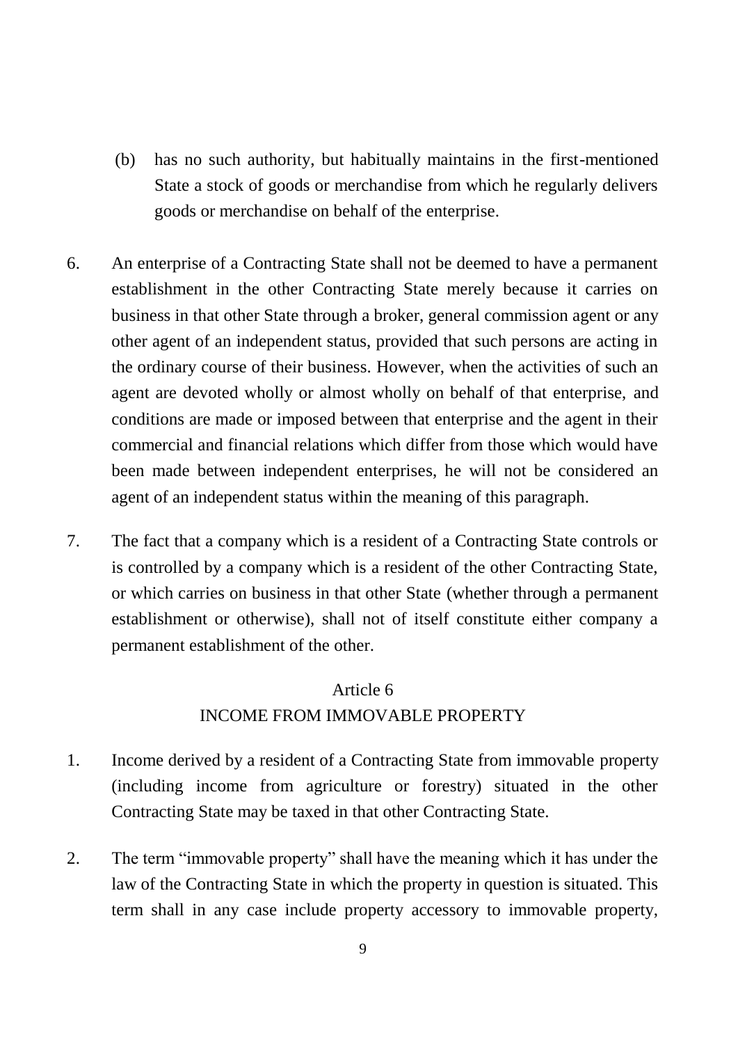(b) has no such authority, but habitually maintains in the first-mentioned State a stock of goods or merchandise from which he regularly delivers goods or merchandise on behalf of the enterprise.

6. An enterprise of a Contracting State shall not be deemed to have a permanent establishment in the other Contracting State merely because it carries on business in that other State through a broker, general commission agent or any other agent of an independent status, provided that such persons are acting in the ordinary course of their business. However, when the activities of such an agent are devoted wholly or almost wholly on behalf of that enterprise, and conditions are made or imposed between that enterprise and the agent in their commercial and financial relations which differ from those which would have been made between independent enterprises, he will not be considered an agent of an independent status within the meaning of this paragraph.

7. The fact that a company which is a resident of a Contracting State controls or is controlled by a company which is a resident of the other Contracting State, or which carries on business in that other State (whether through a permanent establishment or otherwise), shall not of itself constitute either company a permanent establishment of the other.

## Article 6
## INCOME FROM IMMOVABLE PROPERTY

1. Income derived by a resident of a Contracting State from immovable property (including income from agriculture or forestry) situated in the other Contracting State may be taxed in that other Contracting State.

2. The term "immovable property" shall have the meaning which it has under the law of the Contracting State in which the property in question is situated. This term shall in any case include property accessory to immovable property,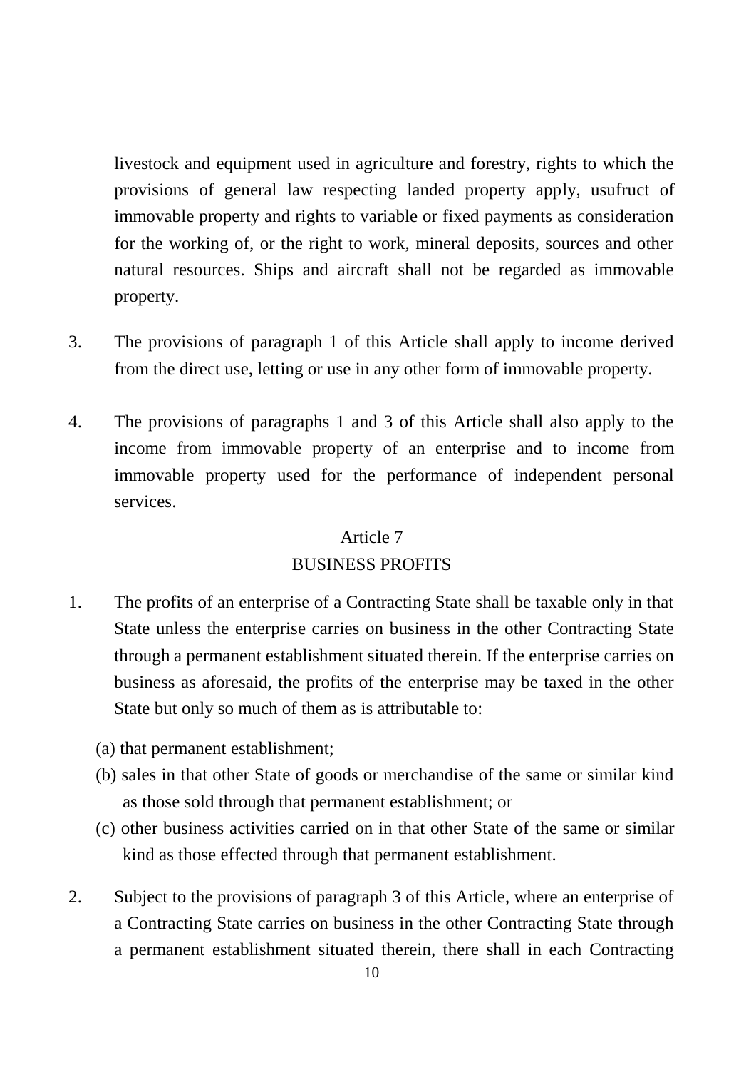livestock and equipment used in agriculture and forestry, rights to which the provisions of general law respecting landed property apply, usufruct of immovable property and rights to variable or fixed payments as consideration for the working of, or the right to work, mineral deposits, sources and other natural resources. Ships and aircraft shall not be regarded as immovable property.

3. The provisions of paragraph 1 of this Article shall apply to income derived from the direct use, letting or use in any other form of immovable property.

4. The provisions of paragraphs 1 and 3 of this Article shall also apply to the income from immovable property of an enterprise and to income from immovable property used for the performance of independent personal services.

## Article 7
## BUSINESS PROFITS

1. The profits of an enterprise of a Contracting State shall be taxable only in that State unless the enterprise carries on business in the other Contracting State through a permanent establishment situated therein. If the enterprise carries on business as aforesaid, the profits of the enterprise may be taxed in the other State but only so much of them as is attributable to:

   (a) that permanent establishment;

   (b) sales in that other State of goods or merchandise of the same or similar kind as those sold through that permanent establishment; or

   (c) other business activities carried on in that other State of the same or similar kind as those effected through that permanent establishment.

2. Subject to the provisions of paragraph 3 of this Article, where an enterprise of a Contracting State carries on business in the other Contracting State through a permanent establishment situated therein, there shall in each Contracting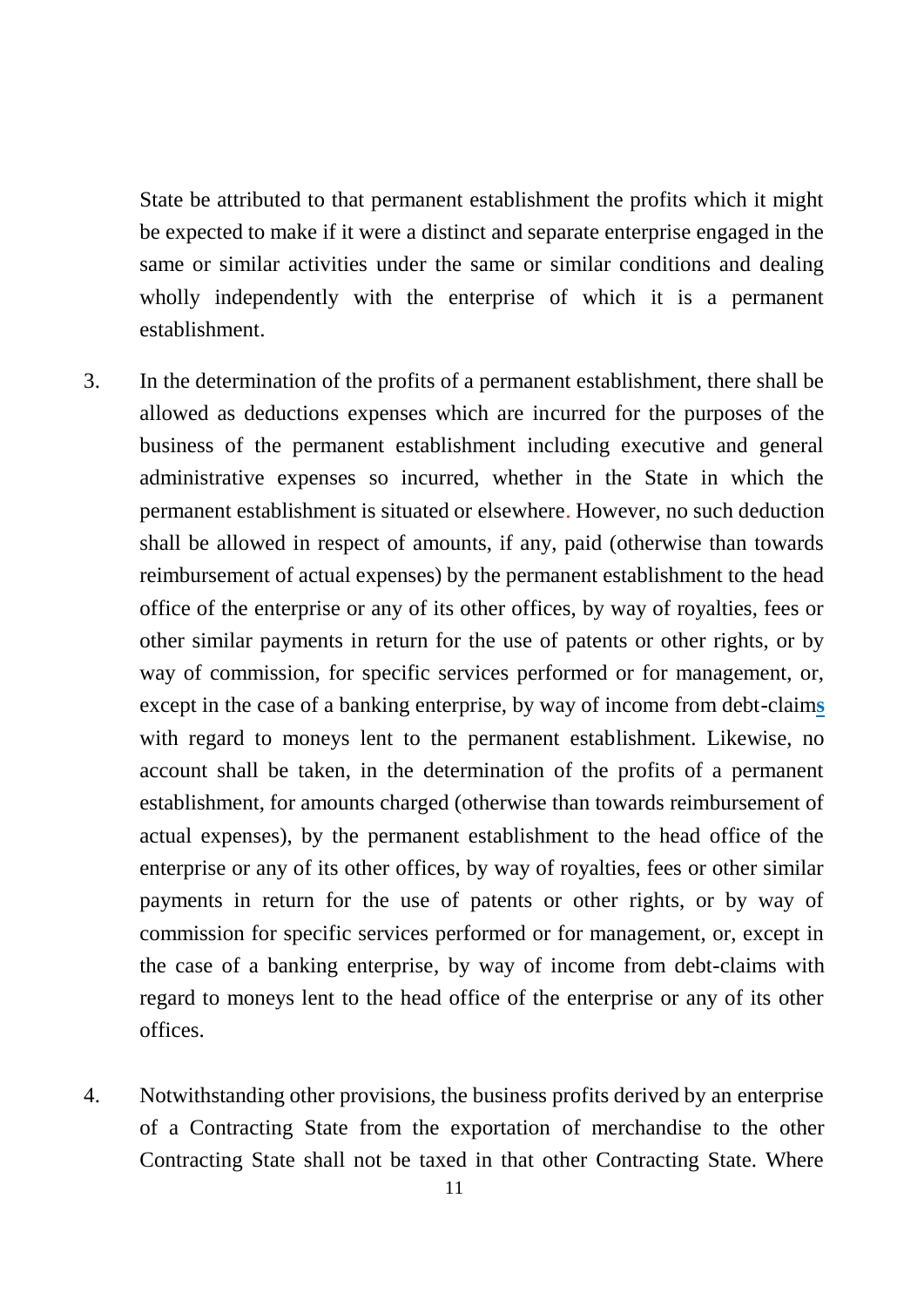State be attributed to that permanent establishment the profits which it might be expected to make if it were a distinct and separate enterprise engaged in the same or similar activities under the same or similar conditions and dealing wholly independently with the enterprise of which it is a permanent establishment.

3. In the determination of the profits of a permanent establishment, there shall be allowed as deductions expenses which are incurred for the purposes of the business of the permanent establishment including executive and general administrative expenses so incurred, whether in the State in which the permanent establishment is situated or elsewhere. However, no such deduction shall be allowed in respect of amounts, if any, paid (otherwise than towards reimbursement of actual expenses) by the permanent establishment to the head office of the enterprise or any of its other offices, by way of royalties, fees or other similar payments in return for the use of patents or other rights, or by way of commission, for specific services performed or for management, or, except in the case of a banking enterprise, by way of income from debt-claims with regard to moneys lent to the permanent establishment. Likewise, no account shall be taken, in the determination of the profits of a permanent establishment, for amounts charged (otherwise than towards reimbursement of actual expenses), by the permanent establishment to the head office of the enterprise or any of its other offices, by way of royalties, fees or other similar payments in return for the use of patents or other rights, or by way of commission for specific services performed or for management, or, except in the case of a banking enterprise, by way of income from debt-claims with regard to moneys lent to the head office of the enterprise or any of its other offices.

4. Notwithstanding other provisions, the business profits derived by an enterprise of a Contracting State from the exportation of merchandise to the other Contracting State shall not be taxed in that other Contracting State. Where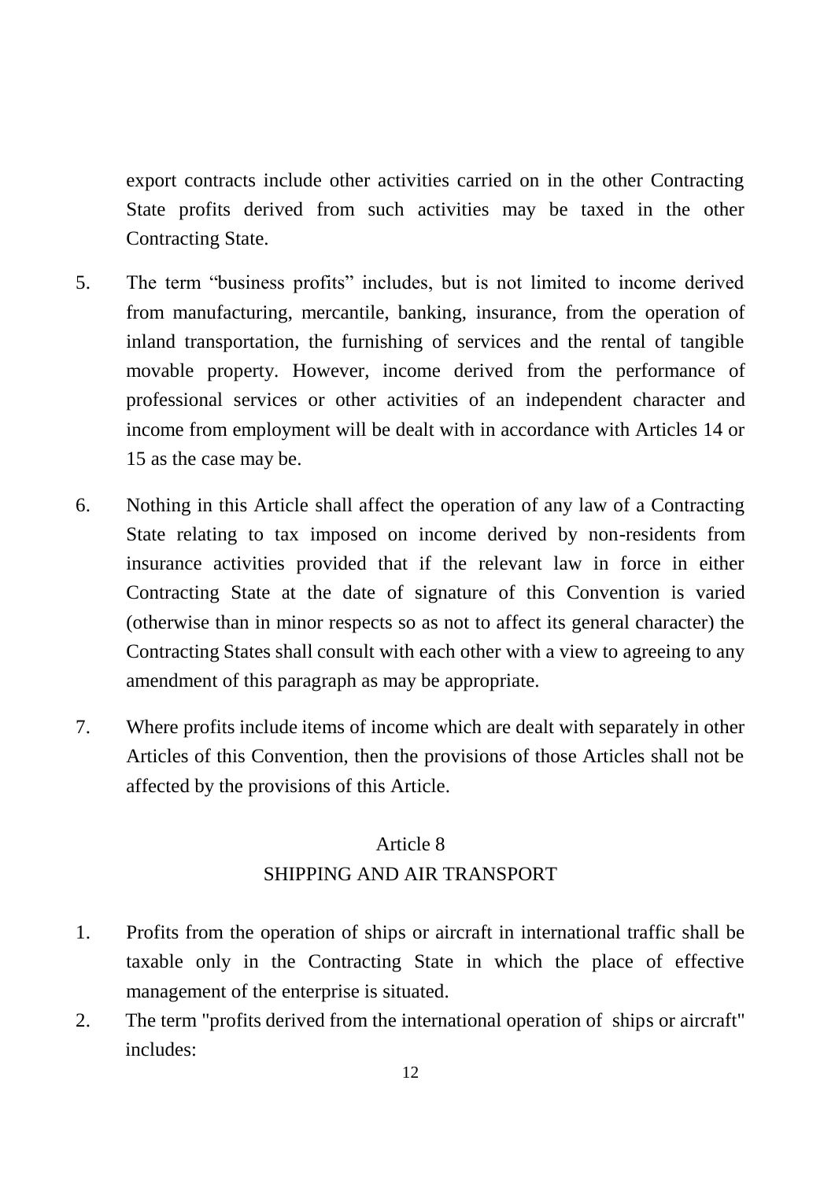export contracts include other activities carried on in the other Contracting State profits derived from such activities may be taxed in the other Contracting State.

5. The term "business profits" includes, but is not limited to income derived from manufacturing, mercantile, banking, insurance, from the operation of inland transportation, the furnishing of services and the rental of tangible movable property. However, income derived from the performance of professional services or other activities of an independent character and income from employment will be dealt with in accordance with Articles 14 or 15 as the case may be.

6. Nothing in this Article shall affect the operation of any law of a Contracting State relating to tax imposed on income derived by non-residents from insurance activities provided that if the relevant law in force in either Contracting State at the date of signature of this Convention is varied (otherwise than in minor respects so as not to affect its general character) the Contracting States shall consult with each other with a view to agreeing to any amendment of this paragraph as may be appropriate.

7. Where profits include items of income which are dealt with separately in other Articles of this Convention, then the provisions of those Articles shall not be affected by the provisions of this Article.

## Article 8
## SHIPPING AND AIR TRANSPORT

1. Profits from the operation of ships or aircraft in international traffic shall be taxable only in the Contracting State in which the place of effective management of the enterprise is situated.
2. The term "profits derived from the international operation of ships or aircraft" includes: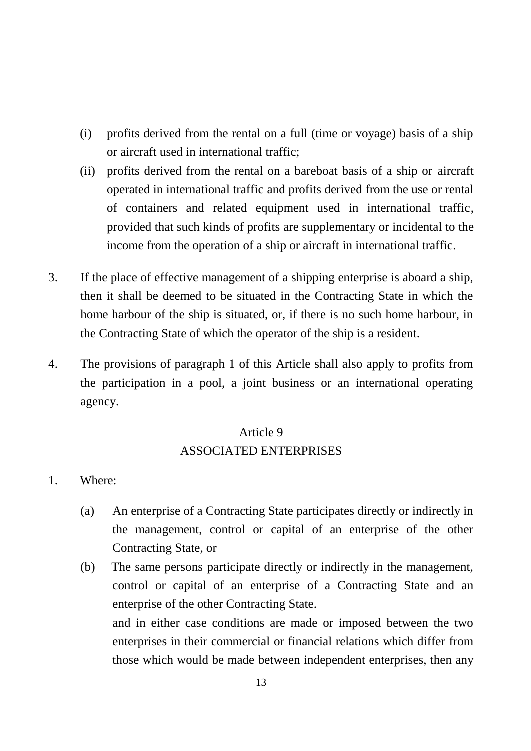(i) profits derived from the rental on a full (time or voyage) basis of a ship or aircraft used in international traffic;

(ii) profits derived from the rental on a bareboat basis of a ship or aircraft operated in international traffic and profits derived from the use or rental of containers and related equipment used in international traffic, provided that such kinds of profits are supplementary or incidental to the income from the operation of a ship or aircraft in international traffic.

3. If the place of effective management of a shipping enterprise is aboard a ship, then it shall be deemed to be situated in the Contracting State in which the home harbour of the ship is situated, or, if there is no such home harbour, in the Contracting State of which the operator of the ship is a resident.

4. The provisions of paragraph 1 of this Article shall also apply to profits from the participation in a pool, a joint business or an international operating agency.

## Article 9
## ASSOCIATED ENTERPRISES

1. Where:

(a) An enterprise of a Contracting State participates directly or indirectly in the management, control or capital of an enterprise of the other Contracting State, or

(b) The same persons participate directly or indirectly in the management, control or capital of an enterprise of a Contracting State and an enterprise of the other Contracting State.

and in either case conditions are made or imposed between the two enterprises in their commercial or financial relations which differ from those which would be made between independent enterprises, then any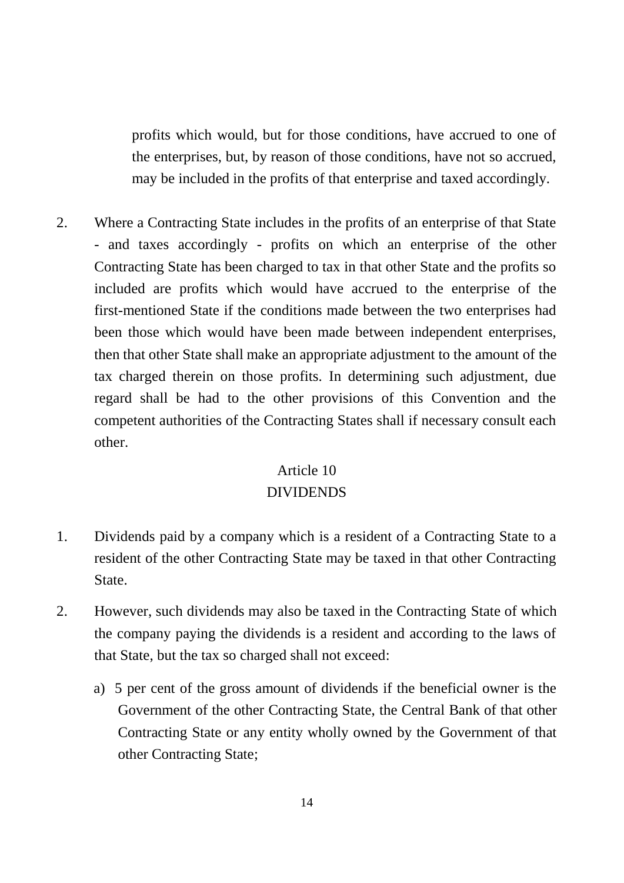profits which would, but for those conditions, have accrued to one of the enterprises, but, by reason of those conditions, have not so accrued, may be included in the profits of that enterprise and taxed accordingly.

2. Where a Contracting State includes in the profits of an enterprise of that State - and taxes accordingly - profits on which an enterprise of the other Contracting State has been charged to tax in that other State and the profits so included are profits which would have accrued to the enterprise of the first-mentioned State if the conditions made between the two enterprises had been those which would have been made between independent enterprises, then that other State shall make an appropriate adjustment to the amount of the tax charged therein on those profits. In determining such adjustment, due regard shall be had to the other provisions of this Convention and the competent authorities of the Contracting States shall if necessary consult each other.

## Article 10
## DIVIDENDS

1. Dividends paid by a company which is a resident of a Contracting State to a resident of the other Contracting State may be taxed in that other Contracting State.

2. However, such dividends may also be taxed in the Contracting State of which the company paying the dividends is a resident and according to the laws of that State, but the tax so charged shall not exceed:

   a) 5 per cent of the gross amount of dividends if the beneficial owner is the Government of the other Contracting State, the Central Bank of that other Contracting State or any entity wholly owned by the Government of that other Contracting State;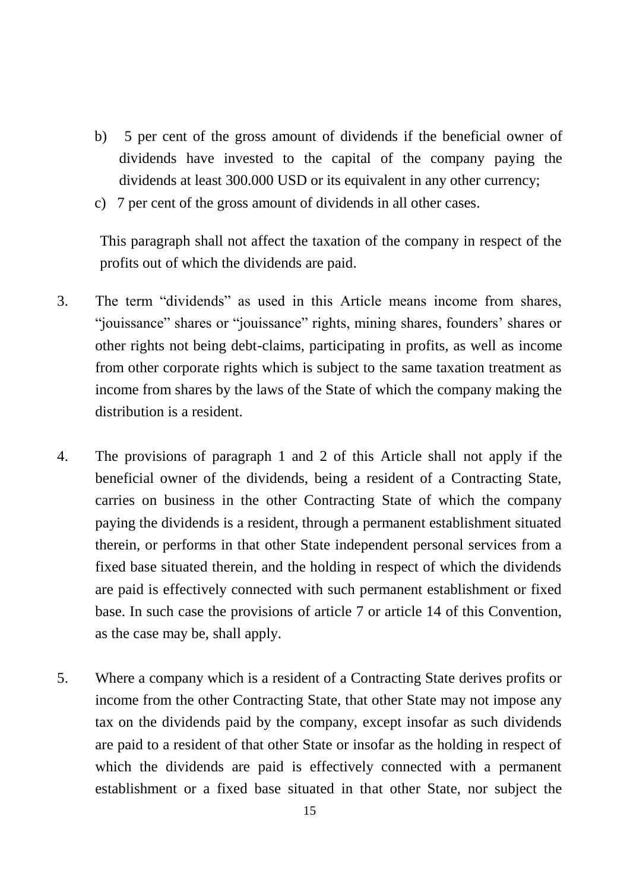b) 5 per cent of the gross amount of dividends if the beneficial owner of dividends have invested to the capital of the company paying the dividends at least 300.000 USD or its equivalent in any other currency;

c) 7 per cent of the gross amount of dividends in all other cases.

This paragraph shall not affect the taxation of the company in respect of the profits out of which the dividends are paid.

3. The term "dividends" as used in this Article means income from shares, "jouissance" shares or "jouissance" rights, mining shares, founders' shares or other rights not being debt-claims, participating in profits, as well as income from other corporate rights which is subject to the same taxation treatment as income from shares by the laws of the State of which the company making the distribution is a resident.

4. The provisions of paragraph 1 and 2 of this Article shall not apply if the beneficial owner of the dividends, being a resident of a Contracting State, carries on business in the other Contracting State of which the company paying the dividends is a resident, through a permanent establishment situated therein, or performs in that other State independent personal services from a fixed base situated therein, and the holding in respect of which the dividends are paid is effectively connected with such permanent establishment or fixed base. In such case the provisions of article 7 or article 14 of this Convention, as the case may be, shall apply.

5. Where a company which is a resident of a Contracting State derives profits or income from the other Contracting State, that other State may not impose any tax on the dividends paid by the company, except insofar as such dividends are paid to a resident of that other State or insofar as the holding in respect of which the dividends are paid is effectively connected with a permanent establishment or a fixed base situated in that other State, nor subject the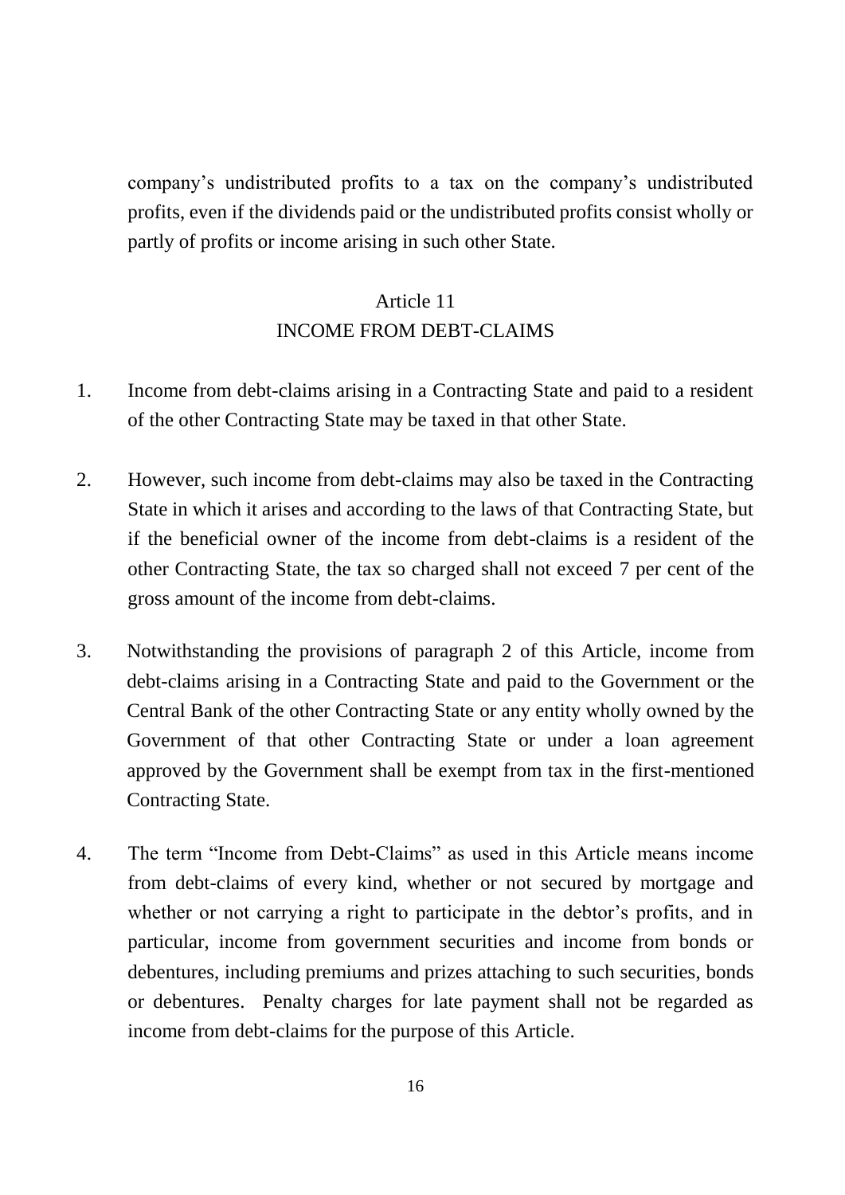company's undistributed profits to a tax on the company's undistributed profits, even if the dividends paid or the undistributed profits consist wholly or partly of profits or income arising in such other State.

## Article 11
## INCOME FROM DEBT-CLAIMS

1. Income from debt-claims arising in a Contracting State and paid to a resident of the other Contracting State may be taxed in that other State.

2. However, such income from debt-claims may also be taxed in the Contracting State in which it arises and according to the laws of that Contracting State, but if the beneficial owner of the income from debt-claims is a resident of the other Contracting State, the tax so charged shall not exceed 7 per cent of the gross amount of the income from debt-claims.

3. Notwithstanding the provisions of paragraph 2 of this Article, income from debt-claims arising in a Contracting State and paid to the Government or the Central Bank of the other Contracting State or any entity wholly owned by the Government of that other Contracting State or under a loan agreement approved by the Government shall be exempt from tax in the first-mentioned Contracting State.

4. The term "Income from Debt-Claims" as used in this Article means income from debt-claims of every kind, whether or not secured by mortgage and whether or not carrying a right to participate in the debtor's profits, and in particular, income from government securities and income from bonds or debentures, including premiums and prizes attaching to such securities, bonds or debentures. Penalty charges for late payment shall not be regarded as income from debt-claims for the purpose of this Article.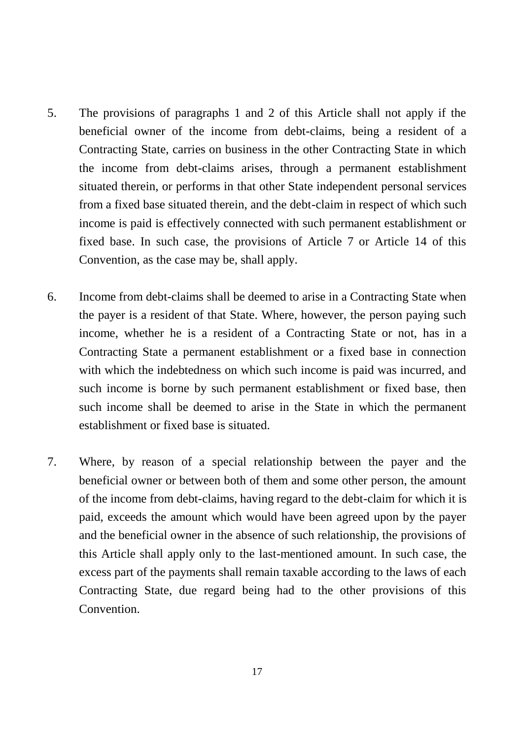5. The provisions of paragraphs 1 and 2 of this Article shall not apply if the beneficial owner of the income from debt-claims, being a resident of a Contracting State, carries on business in the other Contracting State in which the income from debt-claims arises, through a permanent establishment situated therein, or performs in that other State independent personal services from a fixed base situated therein, and the debt-claim in respect of which such income is paid is effectively connected with such permanent establishment or fixed base. In such case, the provisions of Article 7 or Article 14 of this Convention, as the case may be, shall apply.

6. Income from debt-claims shall be deemed to arise in a Contracting State when the payer is a resident of that State. Where, however, the person paying such income, whether he is a resident of a Contracting State or not, has in a Contracting State a permanent establishment or a fixed base in connection with which the indebtedness on which such income is paid was incurred, and such income is borne by such permanent establishment or fixed base, then such income shall be deemed to arise in the State in which the permanent establishment or fixed base is situated.

7. Where, by reason of a special relationship between the payer and the beneficial owner or between both of them and some other person, the amount of the income from debt-claims, having regard to the debt-claim for which it is paid, exceeds the amount which would have been agreed upon by the payer and the beneficial owner in the absence of such relationship, the provisions of this Article shall apply only to the last-mentioned amount. In such case, the excess part of the payments shall remain taxable according to the laws of each Contracting State, due regard being had to the other provisions of this Convention.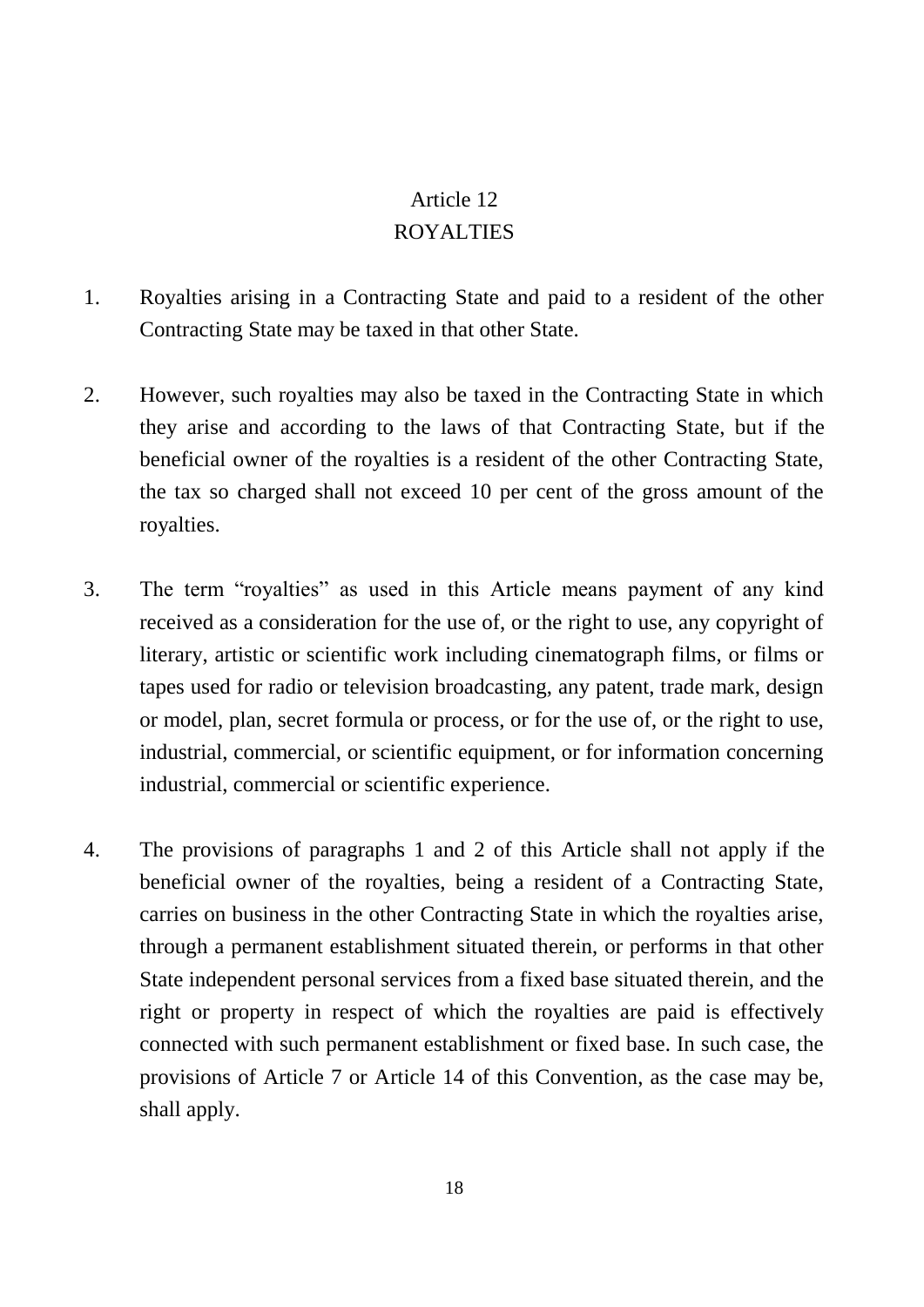## Article 12
## ROYALTIES

1. Royalties arising in a Contracting State and paid to a resident of the other Contracting State may be taxed in that other State.

2. However, such royalties may also be taxed in the Contracting State in which they arise and according to the laws of that Contracting State, but if the beneficial owner of the royalties is a resident of the other Contracting State, the tax so charged shall not exceed 10 per cent of the gross amount of the royalties.

3. The term "royalties" as used in this Article means payment of any kind received as a consideration for the use of, or the right to use, any copyright of literary, artistic or scientific work including cinematograph films, or films or tapes used for radio or television broadcasting, any patent, trade mark, design or model, plan, secret formula or process, or for the use of, or the right to use, industrial, commercial, or scientific equipment, or for information concerning industrial, commercial or scientific experience.

4. The provisions of paragraphs 1 and 2 of this Article shall not apply if the beneficial owner of the royalties, being a resident of a Contracting State, carries on business in the other Contracting State in which the royalties arise, through a permanent establishment situated therein, or performs in that other State independent personal services from a fixed base situated therein, and the right or property in respect of which the royalties are paid is effectively connected with such permanent establishment or fixed base. In such case, the provisions of Article 7 or Article 14 of this Convention, as the case may be, shall apply.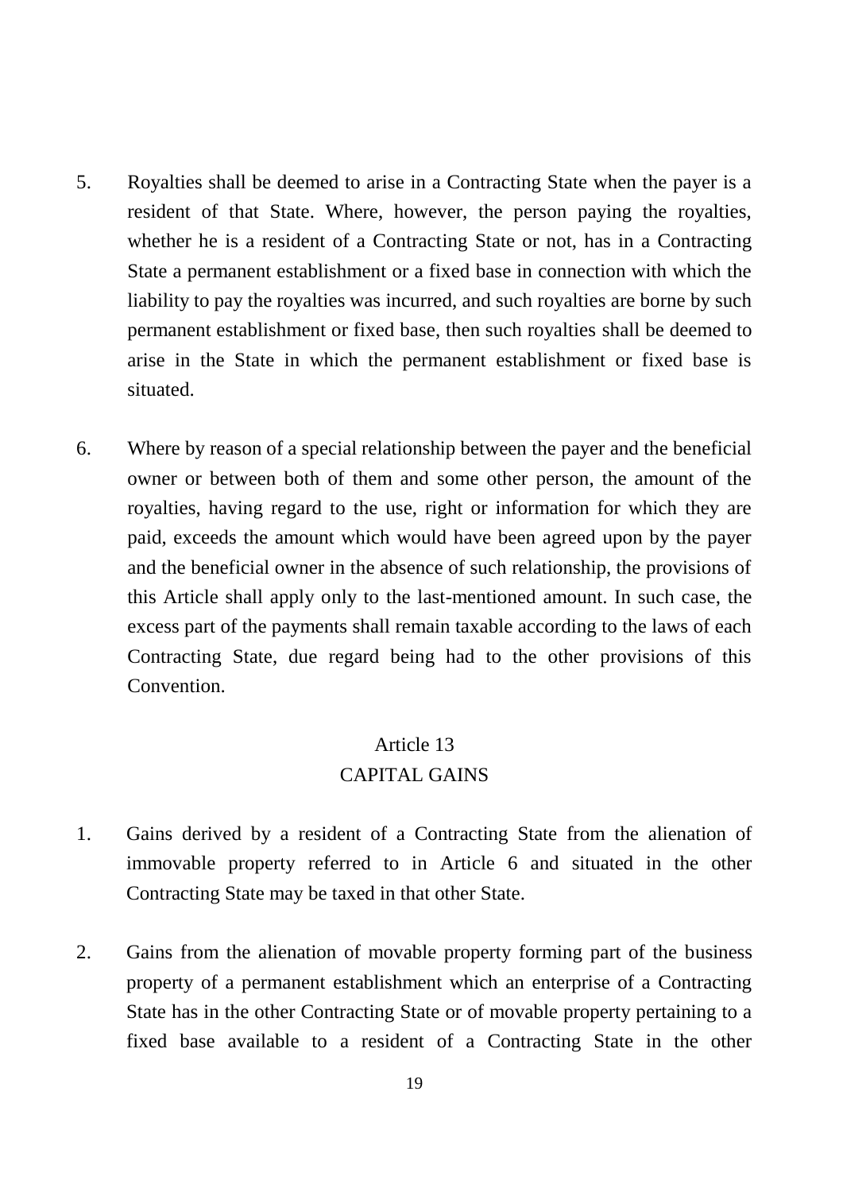5. Royalties shall be deemed to arise in a Contracting State when the payer is a resident of that State. Where, however, the person paying the royalties, whether he is a resident of a Contracting State or not, has in a Contracting State a permanent establishment or a fixed base in connection with which the liability to pay the royalties was incurred, and such royalties are borne by such permanent establishment or fixed base, then such royalties shall be deemed to arise in the State in which the permanent establishment or fixed base is situated.

6. Where by reason of a special relationship between the payer and the beneficial owner or between both of them and some other person, the amount of the royalties, having regard to the use, right or information for which they are paid, exceeds the amount which would have been agreed upon by the payer and the beneficial owner in the absence of such relationship, the provisions of this Article shall apply only to the last-mentioned amount. In such case, the excess part of the payments shall remain taxable according to the laws of each Contracting State, due regard being had to the other provisions of this Convention.

## Article 13
## CAPITAL GAINS

1. Gains derived by a resident of a Contracting State from the alienation of immovable property referred to in Article 6 and situated in the other Contracting State may be taxed in that other State.

2. Gains from the alienation of movable property forming part of the business property of a permanent establishment which an enterprise of a Contracting State has in the other Contracting State or of movable property pertaining to a fixed base available to a resident of a Contracting State in the other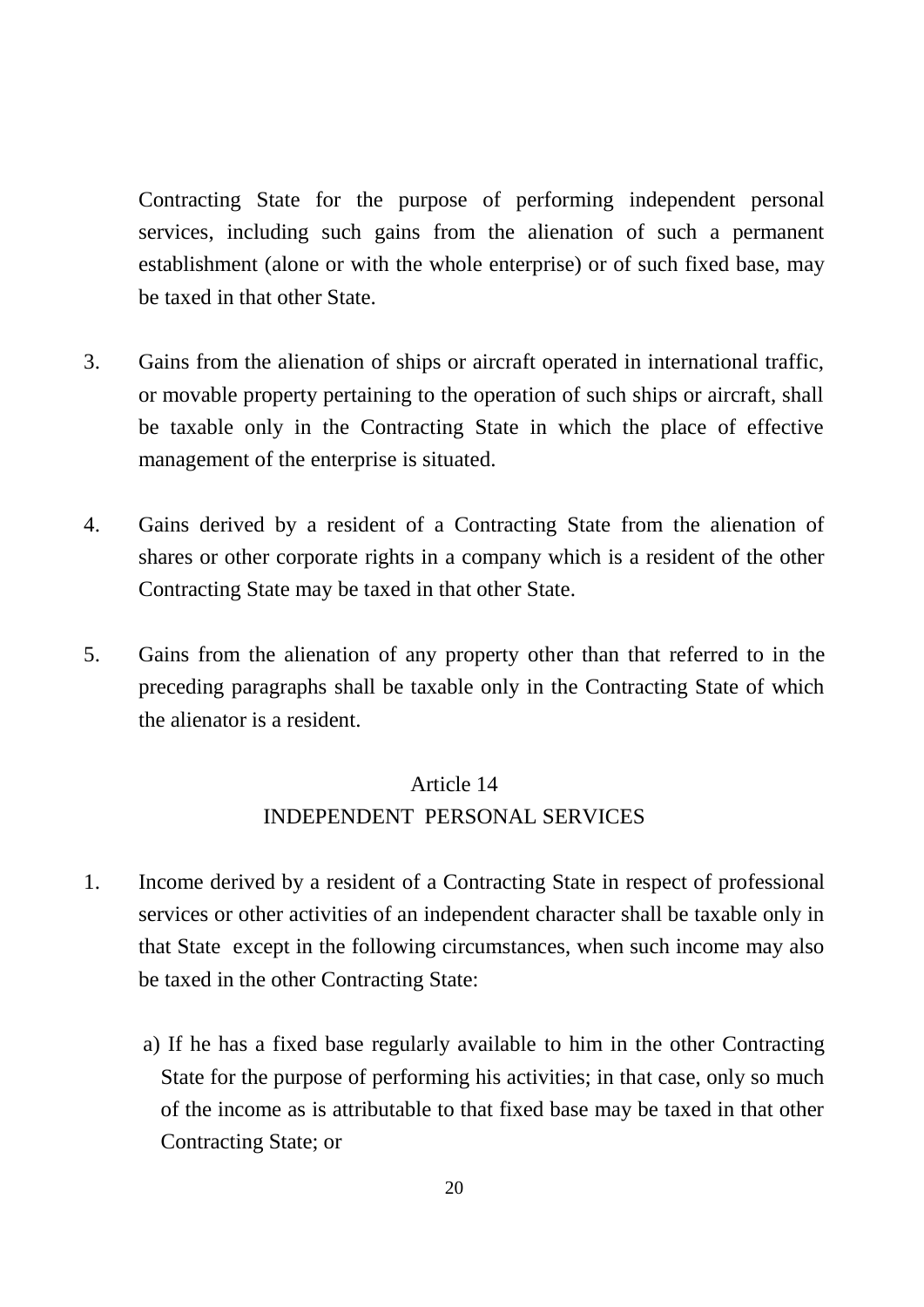Contracting State for the purpose of performing independent personal services, including such gains from the alienation of such a permanent establishment (alone or with the whole enterprise) or of such fixed base, may be taxed in that other State.

3. Gains from the alienation of ships or aircraft operated in international traffic, or movable property pertaining to the operation of such ships or aircraft, shall be taxable only in the Contracting State in which the place of effective management of the enterprise is situated.

4. Gains derived by a resident of a Contracting State from the alienation of shares or other corporate rights in a company which is a resident of the other Contracting State may be taxed in that other State.

5. Gains from the alienation of any property other than that referred to in the preceding paragraphs shall be taxable only in the Contracting State of which the alienator is a resident.

## Article 14
## INDEPENDENT PERSONAL SERVICES

1. Income derived by a resident of a Contracting State in respect of professional services or other activities of an independent character shall be taxable only in that State except in the following circumstances, when such income may also be taxed in the other Contracting State:

   a) If he has a fixed base regularly available to him in the other Contracting State for the purpose of performing his activities; in that case, only so much of the income as is attributable to that fixed base may be taxed in that other Contracting State; or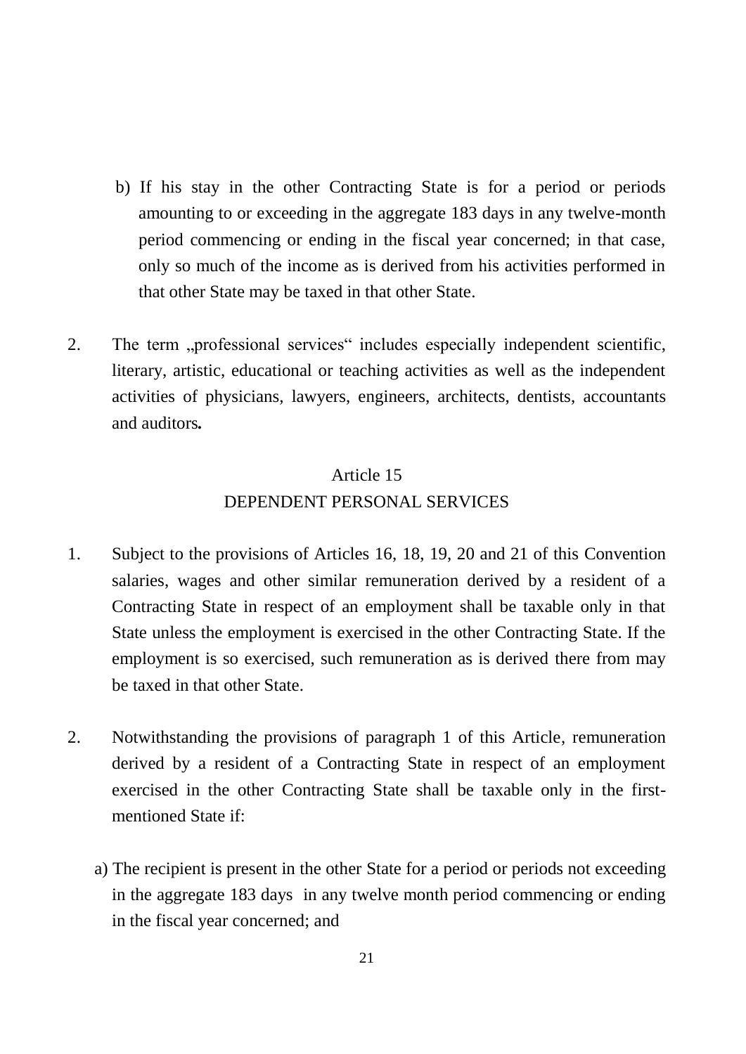b) If his stay in the other Contracting State is for a period or periods amounting to or exceeding in the aggregate 183 days in any twelve-month period commencing or ending in the fiscal year concerned; in that case, only so much of the income as is derived from his activities performed in that other State may be taxed in that other State.

2. The term „professional services" includes especially independent scientific, literary, artistic, educational or teaching activities as well as the independent activities of physicians, lawyers, engineers, architects, dentists, accountants and auditors**.**

## Article 15
## DEPENDENT PERSONAL SERVICES

1. Subject to the provisions of Articles 16, 18, 19, 20 and 21 of this Convention salaries, wages and other similar remuneration derived by a resident of a Contracting State in respect of an employment shall be taxable only in that State unless the employment is exercised in the other Contracting State. If the employment is so exercised, such remuneration as is derived there from may be taxed in that other State.

2. Notwithstanding the provisions of paragraph 1 of this Article, remuneration derived by a resident of a Contracting State in respect of an employment exercised in the other Contracting State shall be taxable only in the first-mentioned State if:

   a) The recipient is present in the other State for a period or periods not exceeding in the aggregate 183 days in any twelve month period commencing or ending in the fiscal year concerned; and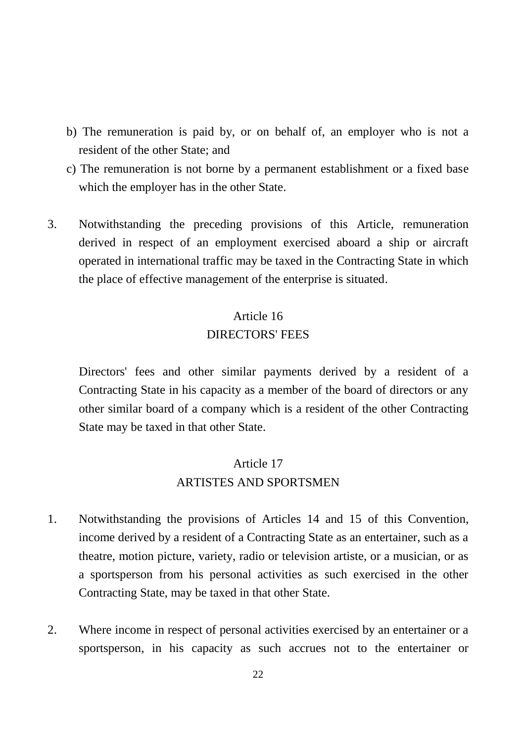b) The remuneration is paid by, or on behalf of, an employer who is not a resident of the other State; and

c) The remuneration is not borne by a permanent establishment or a fixed base which the employer has in the other State.

3. Notwithstanding the preceding provisions of this Article, remuneration derived in respect of an employment exercised aboard a ship or aircraft operated in international traffic may be taxed in the Contracting State in which the place of effective management of the enterprise is situated.

## Article 16
## DIRECTORS' FEES

Directors' fees and other similar payments derived by a resident of a Contracting State in his capacity as a member of the board of directors or any other similar board of a company which is a resident of the other Contracting State may be taxed in that other State.

## Article 17
## ARTISTES AND SPORTSMEN

1. Notwithstanding the provisions of Articles 14 and 15 of this Convention, income derived by a resident of a Contracting State as an entertainer, such as a theatre, motion picture, variety, radio or television artiste, or a musician, or as a sportsperson from his personal activities as such exercised in the other Contracting State, may be taxed in that other State.

2. Where income in respect of personal activities exercised by an entertainer or a sportsperson, in his capacity as such accrues not to the entertainer or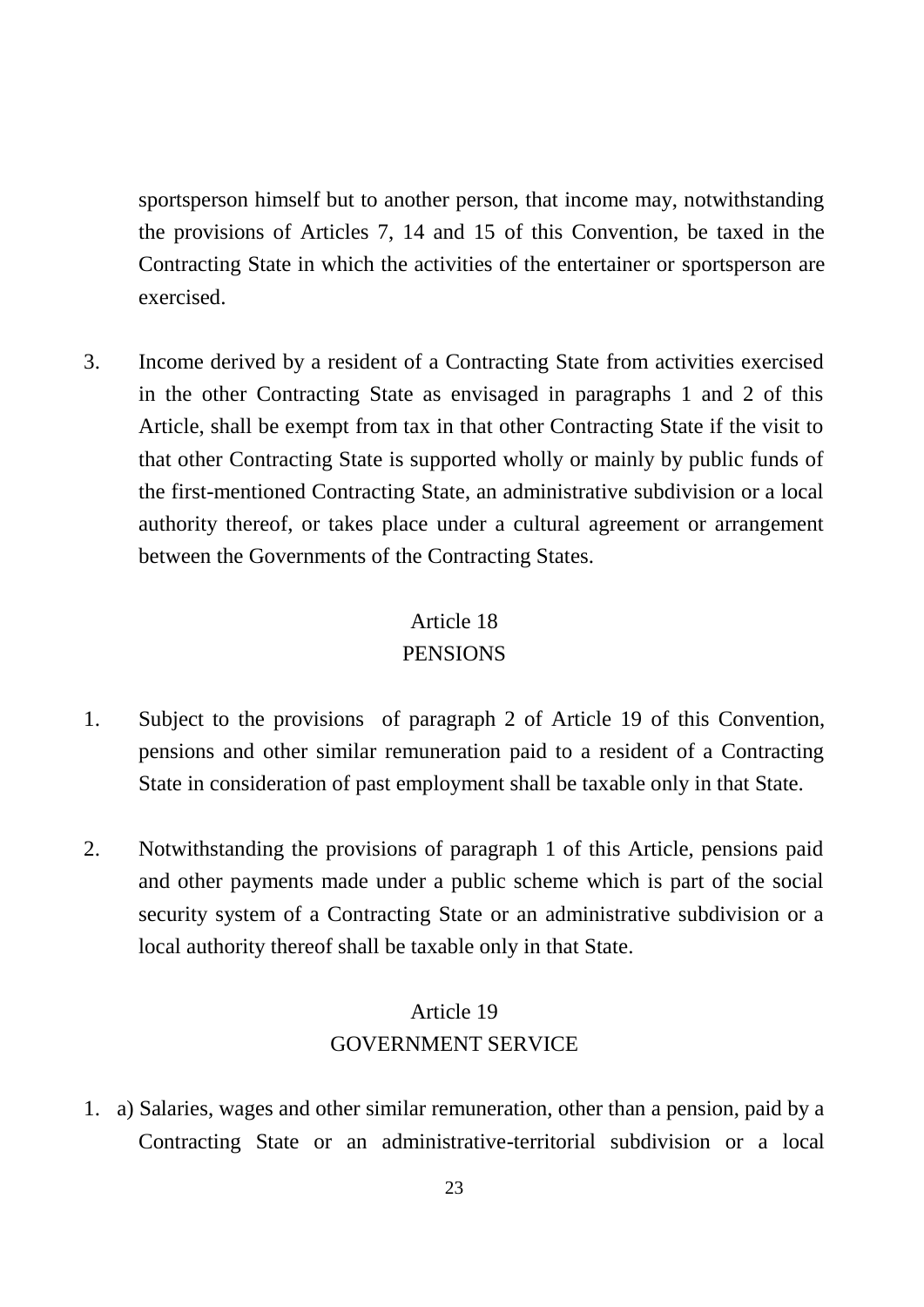sportsperson himself but to another person, that income may, notwithstanding the provisions of Articles 7, 14 and 15 of this Convention, be taxed in the Contracting State in which the activities of the entertainer or sportsperson are exercised.

3. Income derived by a resident of a Contracting State from activities exercised in the other Contracting State as envisaged in paragraphs 1 and 2 of this Article, shall be exempt from tax in that other Contracting State if the visit to that other Contracting State is supported wholly or mainly by public funds of the first-mentioned Contracting State, an administrative subdivision or a local authority thereof, or takes place under a cultural agreement or arrangement between the Governments of the Contracting States.

## Article 18
## PENSIONS

1. Subject to the provisions of paragraph 2 of Article 19 of this Convention, pensions and other similar remuneration paid to a resident of a Contracting State in consideration of past employment shall be taxable only in that State.

2. Notwithstanding the provisions of paragraph 1 of this Article, pensions paid and other payments made under a public scheme which is part of the social security system of a Contracting State or an administrative subdivision or a local authority thereof shall be taxable only in that State.

## Article 19
## GOVERNMENT SERVICE

1. a) Salaries, wages and other similar remuneration, other than a pension, paid by a Contracting State or an administrative-territorial subdivision or a local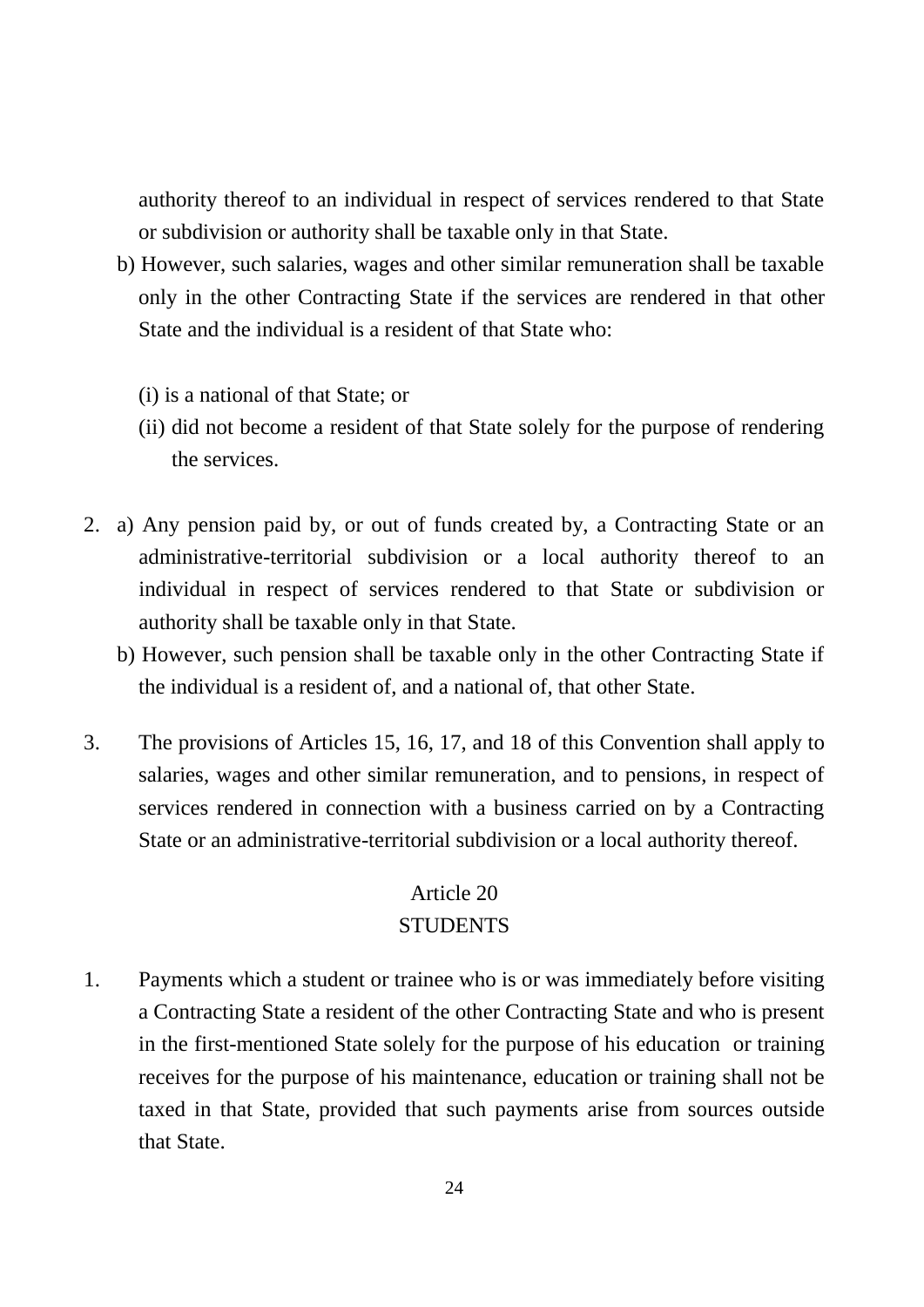authority thereof to an individual in respect of services rendered to that State or subdivision or authority shall be taxable only in that State.

b) However, such salaries, wages and other similar remuneration shall be taxable only in the other Contracting State if the services are rendered in that other State and the individual is a resident of that State who:

(i) is a national of that State; or

(ii) did not become a resident of that State solely for the purpose of rendering the services.

2. a) Any pension paid by, or out of funds created by, a Contracting State or an administrative-territorial subdivision or a local authority thereof to an individual in respect of services rendered to that State or subdivision or authority shall be taxable only in that State.

   b) However, such pension shall be taxable only in the other Contracting State if the individual is a resident of, and a national of, that other State.

3. The provisions of Articles 15, 16, 17, and 18 of this Convention shall apply to salaries, wages and other similar remuneration, and to pensions, in respect of services rendered in connection with a business carried on by a Contracting State or an administrative-territorial subdivision or a local authority thereof.

## Article 20
## STUDENTS

1. Payments which a student or trainee who is or was immediately before visiting a Contracting State a resident of the other Contracting State and who is present in the first-mentioned State solely for the purpose of his education or training receives for the purpose of his maintenance, education or training shall not be taxed in that State, provided that such payments arise from sources outside that State.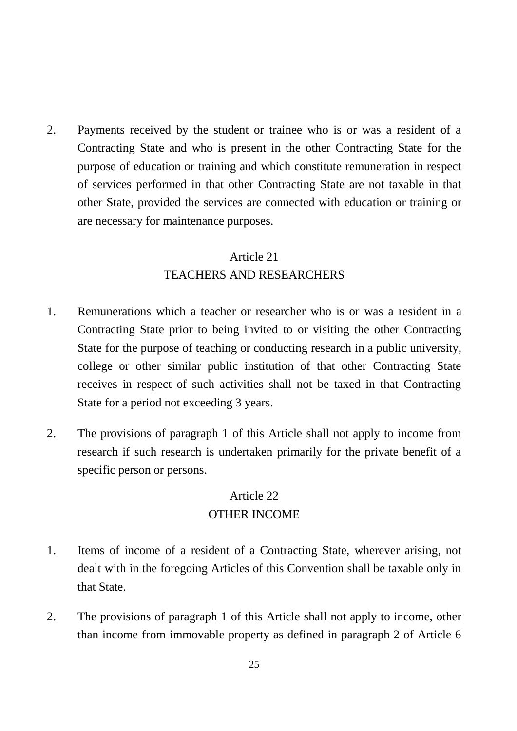2. Payments received by the student or trainee who is or was a resident of a Contracting State and who is present in the other Contracting State for the purpose of education or training and which constitute remuneration in respect of services performed in that other Contracting State are not taxable in that other State, provided the services are connected with education or training or are necessary for maintenance purposes.

## Article 21
## TEACHERS AND RESEARCHERS

1. Remunerations which a teacher or researcher who is or was a resident in a Contracting State prior to being invited to or visiting the other Contracting State for the purpose of teaching or conducting research in a public university, college or other similar public institution of that other Contracting State receives in respect of such activities shall not be taxed in that Contracting State for a period not exceeding 3 years.

2. The provisions of paragraph 1 of this Article shall not apply to income from research if such research is undertaken primarily for the private benefit of a specific person or persons.

## Article 22
## OTHER INCOME

1. Items of income of a resident of a Contracting State, wherever arising, not dealt with in the foregoing Articles of this Convention shall be taxable only in that State.

2. The provisions of paragraph 1 of this Article shall not apply to income, other than income from immovable property as defined in paragraph 2 of Article 6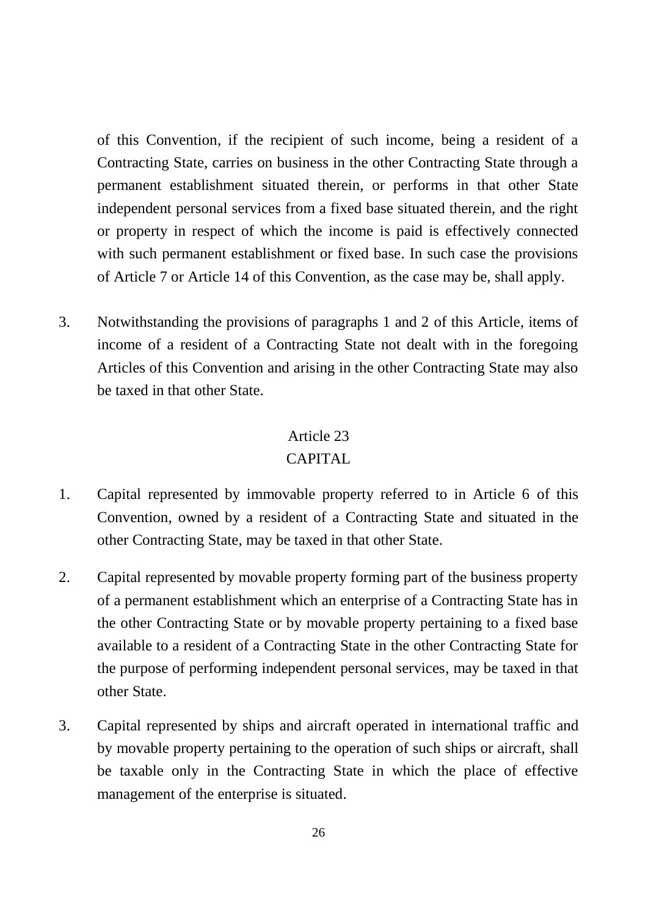of this Convention, if the recipient of such income, being a resident of a Contracting State, carries on business in the other Contracting State through a permanent establishment situated therein, or performs in that other State independent personal services from a fixed base situated therein, and the right or property in respect of which the income is paid is effectively connected with such permanent establishment or fixed base. In such case the provisions of Article 7 or Article 14 of this Convention, as the case may be, shall apply.

3. Notwithstanding the provisions of paragraphs 1 and 2 of this Article, items of income of a resident of a Contracting State not dealt with in the foregoing Articles of this Convention and arising in the other Contracting State may also be taxed in that other State.

## Article 23
## CAPITAL

1. Capital represented by immovable property referred to in Article 6 of this Convention, owned by a resident of a Contracting State and situated in the other Contracting State, may be taxed in that other State.

2. Capital represented by movable property forming part of the business property of a permanent establishment which an enterprise of a Contracting State has in the other Contracting State or by movable property pertaining to a fixed base available to a resident of a Contracting State in the other Contracting State for the purpose of performing independent personal services, may be taxed in that other State.

3. Capital represented by ships and aircraft operated in international traffic and by movable property pertaining to the operation of such ships or aircraft, shall be taxable only in the Contracting State in which the place of effective management of the enterprise is situated.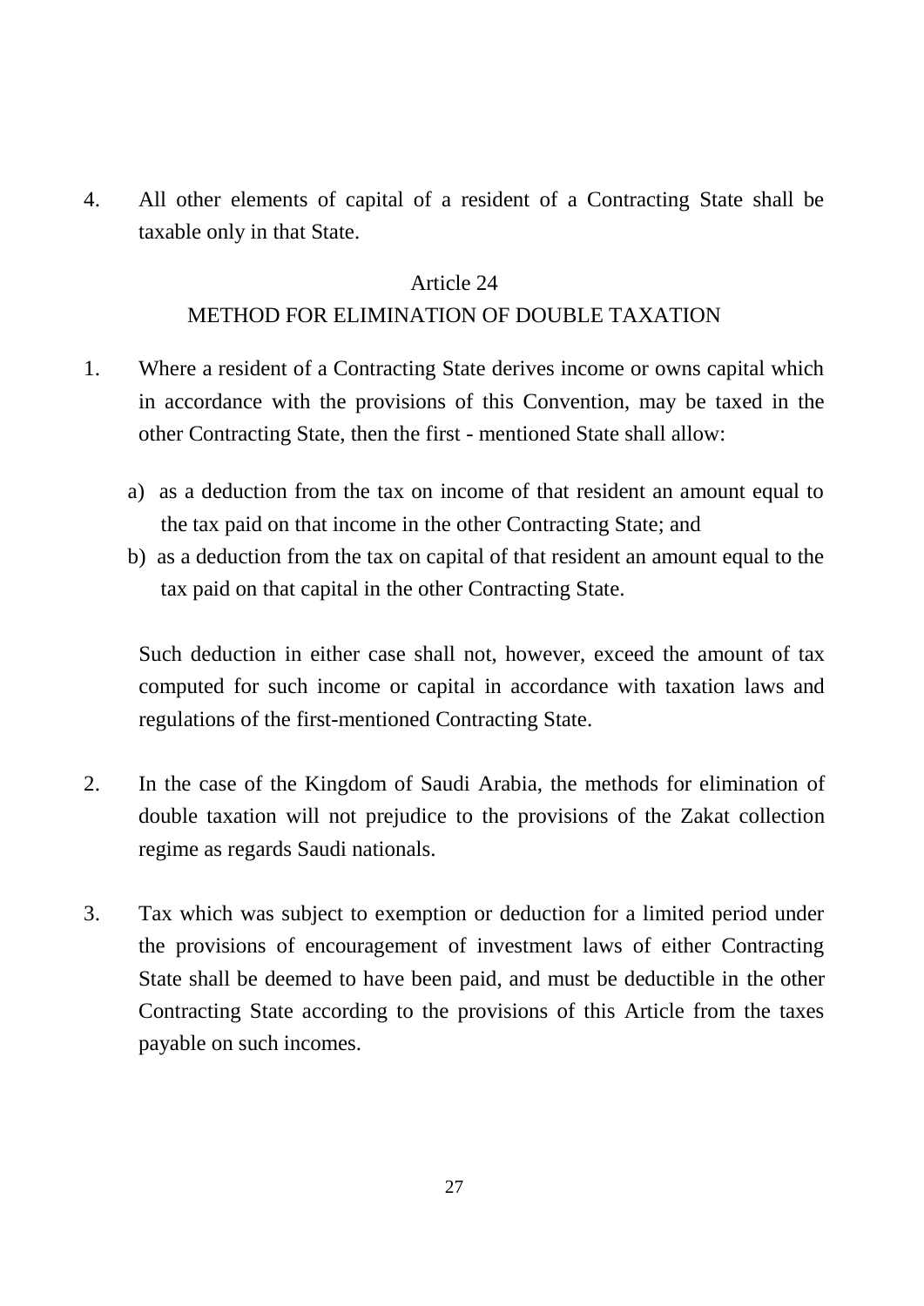4. All other elements of capital of a resident of a Contracting State shall be taxable only in that State.

## Article 24
## METHOD FOR ELIMINATION OF DOUBLE TAXATION

1. Where a resident of a Contracting State derives income or owns capital which in accordance with the provisions of this Convention, may be taxed in the other Contracting State, then the first - mentioned State shall allow:

   a) as a deduction from the tax on income of that resident an amount equal to the tax paid on that income in the other Contracting State; and
   
   b) as a deduction from the tax on capital of that resident an amount equal to the tax paid on that capital in the other Contracting State.

   Such deduction in either case shall not, however, exceed the amount of tax computed for such income or capital in accordance with taxation laws and regulations of the first-mentioned Contracting State.

2. In the case of the Kingdom of Saudi Arabia, the methods for elimination of double taxation will not prejudice to the provisions of the Zakat collection regime as regards Saudi nationals.

3. Tax which was subject to exemption or deduction for a limited period under the provisions of encouragement of investment laws of either Contracting State shall be deemed to have been paid, and must be deductible in the other Contracting State according to the provisions of this Article from the taxes payable on such incomes.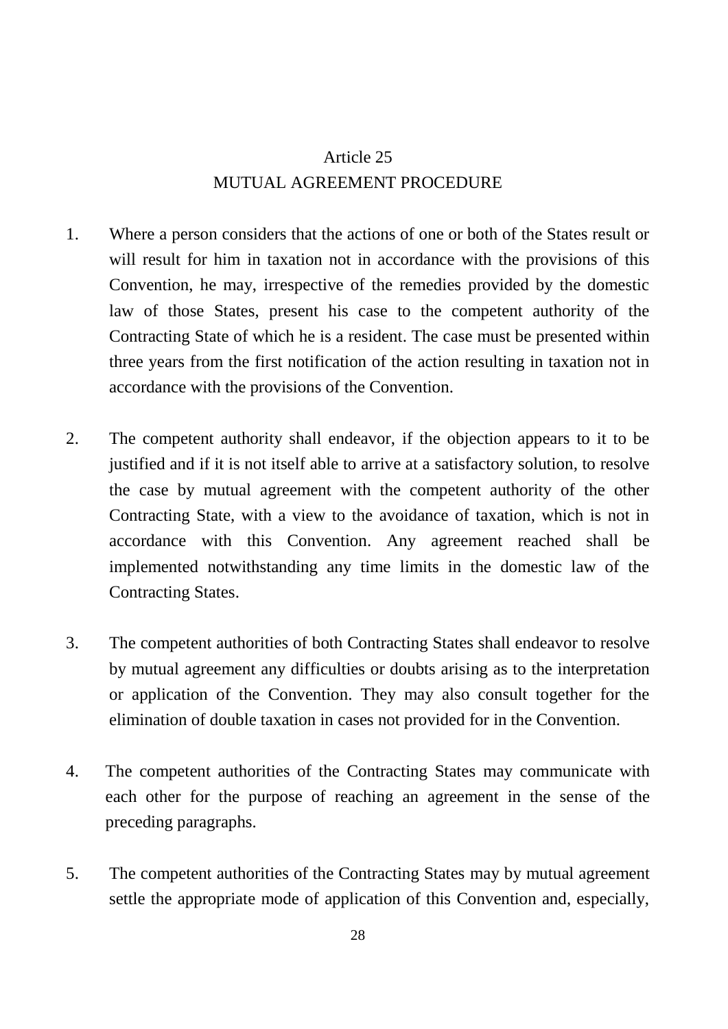## Article 25
## MUTUAL AGREEMENT PROCEDURE

1. Where a person considers that the actions of one or both of the States result or will result for him in taxation not in accordance with the provisions of this Convention, he may, irrespective of the remedies provided by the domestic law of those States, present his case to the competent authority of the Contracting State of which he is a resident. The case must be presented within three years from the first notification of the action resulting in taxation not in accordance with the provisions of the Convention.

2. The competent authority shall endeavor, if the objection appears to it to be justified and if it is not itself able to arrive at a satisfactory solution, to resolve the case by mutual agreement with the competent authority of the other Contracting State, with a view to the avoidance of taxation, which is not in accordance with this Convention. Any agreement reached shall be implemented notwithstanding any time limits in the domestic law of the Contracting States.

3. The competent authorities of both Contracting States shall endeavor to resolve by mutual agreement any difficulties or doubts arising as to the interpretation or application of the Convention. They may also consult together for the elimination of double taxation in cases not provided for in the Convention.

4. The competent authorities of the Contracting States may communicate with each other for the purpose of reaching an agreement in the sense of the preceding paragraphs.

5. The competent authorities of the Contracting States may by mutual agreement settle the appropriate mode of application of this Convention and, especially,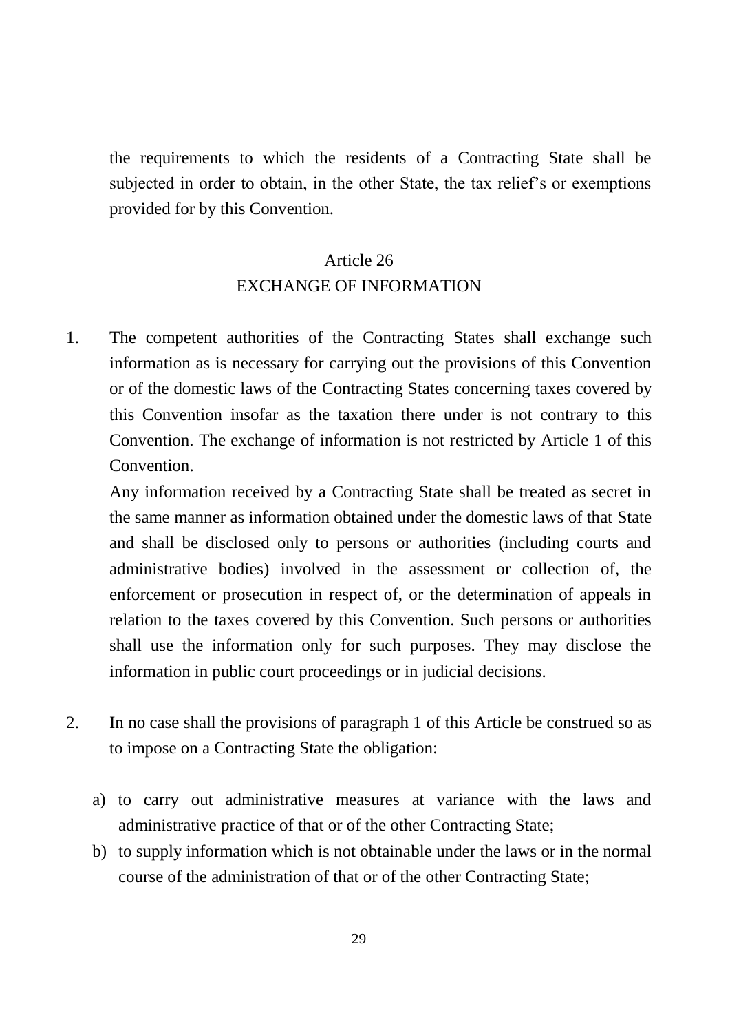the requirements to which the residents of a Contracting State shall be subjected in order to obtain, in the other State, the tax relief's or exemptions provided for by this Convention.

## Article 26
## EXCHANGE OF INFORMATION

1. The competent authorities of the Contracting States shall exchange such information as is necessary for carrying out the provisions of this Convention or of the domestic laws of the Contracting States concerning taxes covered by this Convention insofar as the taxation there under is not contrary to this Convention. The exchange of information is not restricted by Article 1 of this Convention.

   Any information received by a Contracting State shall be treated as secret in the same manner as information obtained under the domestic laws of that State and shall be disclosed only to persons or authorities (including courts and administrative bodies) involved in the assessment or collection of, the enforcement or prosecution in respect of, or the determination of appeals in relation to the taxes covered by this Convention. Such persons or authorities shall use the information only for such purposes. They may disclose the information in public court proceedings or in judicial decisions.

2. In no case shall the provisions of paragraph 1 of this Article be construed so as to impose on a Contracting State the obligation:

   a) to carry out administrative measures at variance with the laws and administrative practice of that or of the other Contracting State;
   b) to supply information which is not obtainable under the laws or in the normal course of the administration of that or of the other Contracting State;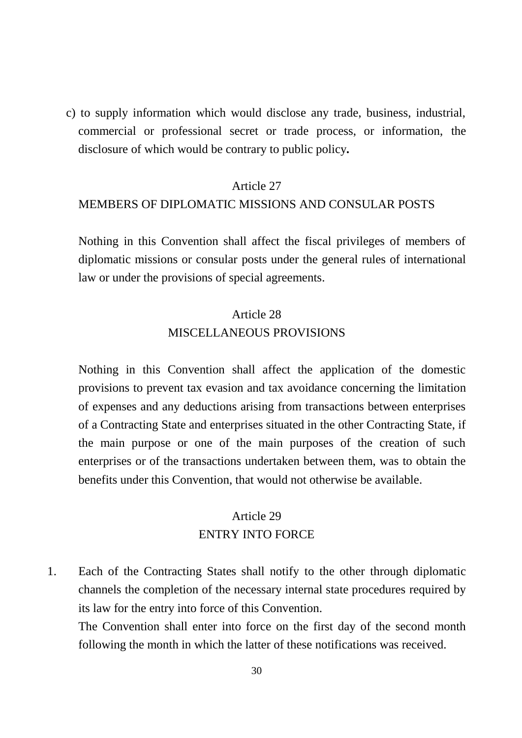c) to supply information which would disclose any trade, business, industrial, commercial or professional secret or trade process, or information, the disclosure of which would be contrary to public policy**.**

## Article 27
## MEMBERS OF DIPLOMATIC MISSIONS AND CONSULAR POSTS

Nothing in this Convention shall affect the fiscal privileges of members of diplomatic missions or consular posts under the general rules of international law or under the provisions of special agreements.

## Article 28
## MISCELLANEOUS PROVISIONS

Nothing in this Convention shall affect the application of the domestic provisions to prevent tax evasion and tax avoidance concerning the limitation of expenses and any deductions arising from transactions between enterprises of a Contracting State and enterprises situated in the other Contracting State, if the main purpose or one of the main purposes of the creation of such enterprises or of the transactions undertaken between them, was to obtain the benefits under this Convention, that would not otherwise be available.

## Article 29
## ENTRY INTO FORCE

1. Each of the Contracting States shall notify to the other through diplomatic channels the completion of the necessary internal state procedures required by its law for the entry into force of this Convention.

   The Convention shall enter into force on the first day of the second month following the month in which the latter of these notifications was received.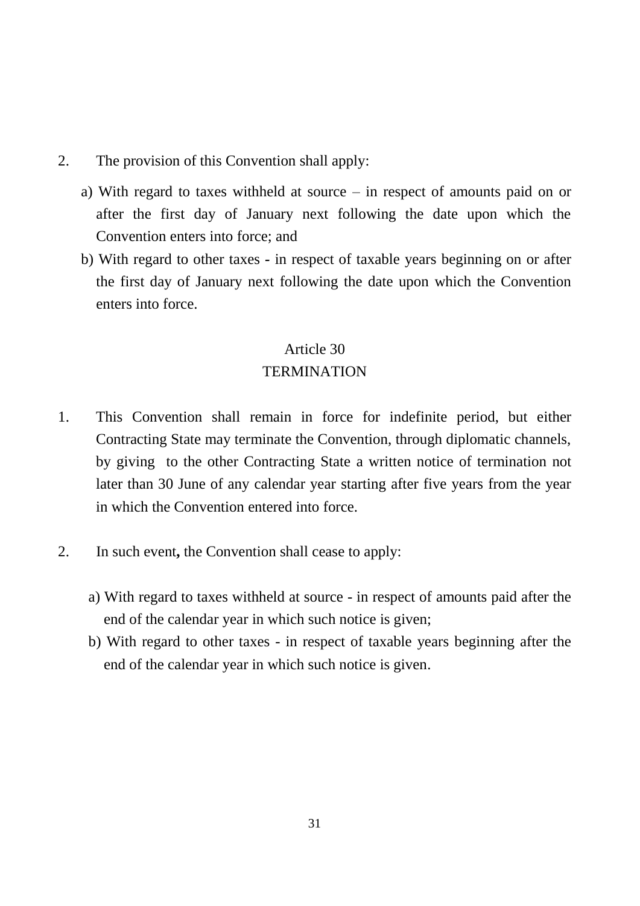2. The provision of this Convention shall apply:

   a) With regard to taxes withheld at source – in respect of amounts paid on or after the first day of January next following the date upon which the Convention enters into force; and

   b) With regard to other taxes - in respect of taxable years beginning on or after the first day of January next following the date upon which the Convention enters into force.

## Article 30
## TERMINATION

1. This Convention shall remain in force for indefinite period, but either Contracting State may terminate the Convention, through diplomatic channels, by giving to the other Contracting State a written notice of termination not later than 30 June of any calendar year starting after five years from the year in which the Convention entered into force.

2. In such event**,** the Convention shall cease to apply:

   a) With regard to taxes withheld at source - in respect of amounts paid after the end of the calendar year in which such notice is given;

   b) With regard to other taxes - in respect of taxable years beginning after the end of the calendar year in which such notice is given.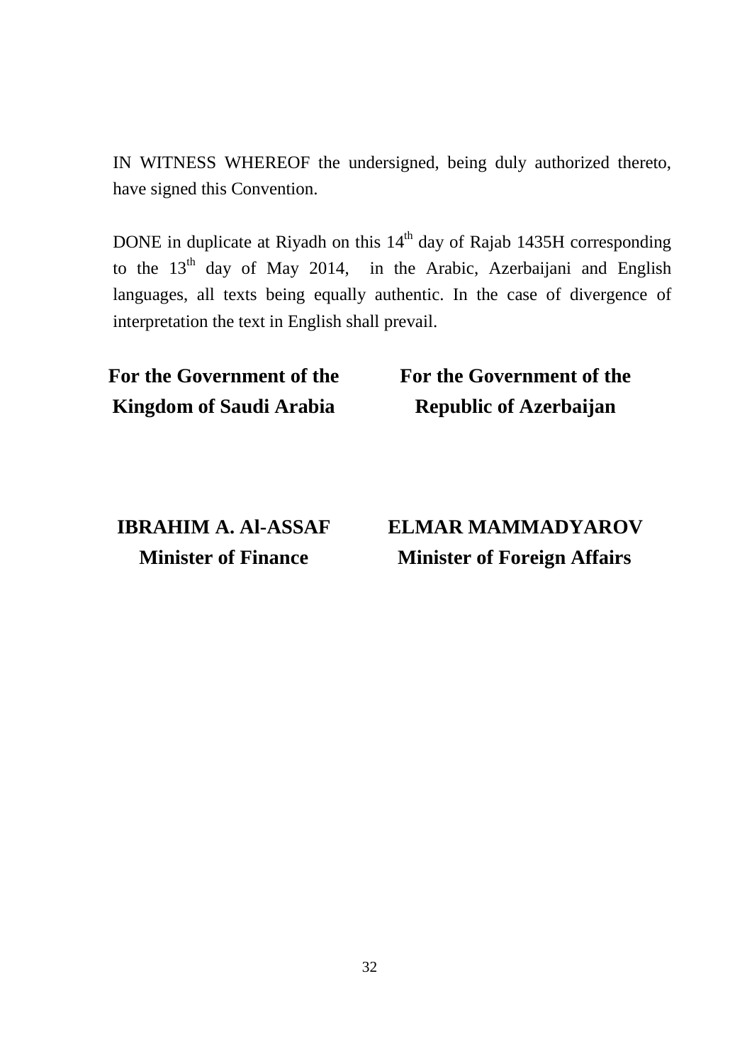IN WITNESS WHEREOF the undersigned, being duly authorized thereto, have signed this Convention.

DONE in duplicate at Riyadh on this 14th day of Rajab 1435H corresponding to the 13th day of May 2014, in the Arabic, Azerbaijani and English languages, all texts being equally authentic. In the case of divergence of interpretation the text in English shall prevail.

| For the Government of the Kingdom of Saudi Arabia | For the Government of the Republic of Azerbaijan |
|---|---|
| **IBRAHIM A. Al-ASSAF** | **ELMAR MAMMADYAROV** |
| **Minister of Finance** | **Minister of Foreign Affairs** |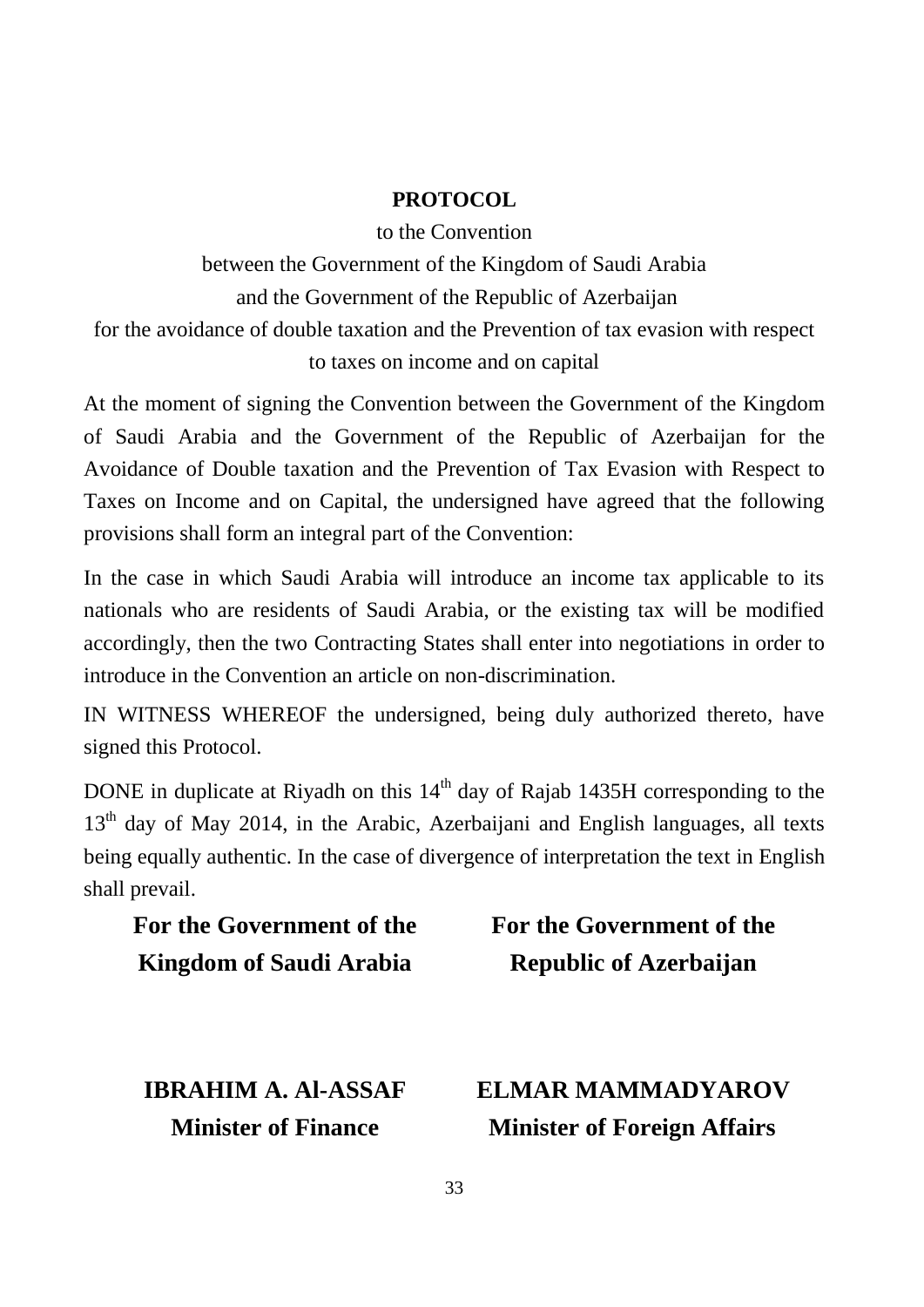**PROTOCOL**

to the Convention

between the Government of the Kingdom of Saudi Arabia

and the Government of the Republic of Azerbaijan

for the avoidance of double taxation and the Prevention of tax evasion with respect to taxes on income and on capital

At the moment of signing the Convention between the Government of the Kingdom of Saudi Arabia and the Government of the Republic of Azerbaijan for the Avoidance of Double taxation and the Prevention of Tax Evasion with Respect to Taxes on Income and on Capital, the undersigned have agreed that the following provisions shall form an integral part of the Convention:

In the case in which Saudi Arabia will introduce an income tax applicable to its nationals who are residents of Saudi Arabia, or the existing tax will be modified accordingly, then the two Contracting States shall enter into negotiations in order to introduce in the Convention an article on non-discrimination.

IN WITNESS WHEREOF the undersigned, being duly authorized thereto, have signed this Protocol.

DONE in duplicate at Riyadh on this 14th day of Rajab 1435H corresponding to the 13th day of May 2014, in the Arabic, Azerbaijani and English languages, all texts being equally authentic. In the case of divergence of interpretation the text in English shall prevail.

| For the Government of the Kingdom of Saudi Arabia | For the Government of the Republic of Azerbaijan |
| --- | --- |
| **IBRAHIM A. Al-ASSAF** | **ELMAR MAMMADYAROV** |
| **Minister of Finance** | **Minister of Foreign Affairs** |